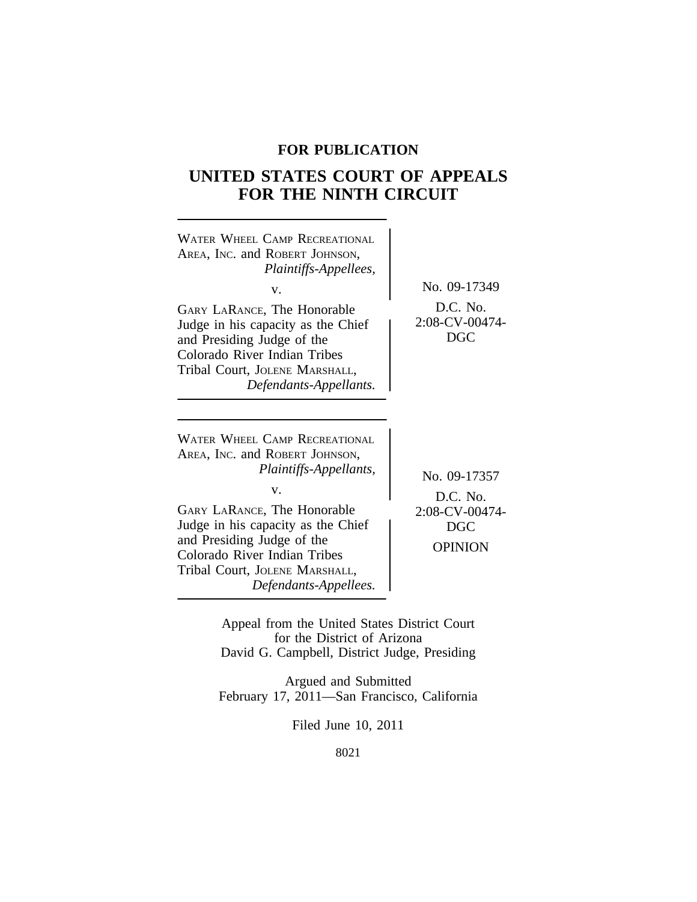**FOR PUBLICATION**

# UNITED STATES COURT OF APPEALS FOR THE NINTH CIRCUIT

WATER WHEEL CAMP RECREATIONAL AREA, INC. and ROBERT JOHNSON,
*Plaintiffs-Appellees,*

v.

GARY LARANCE, The Honorable Judge in his capacity as the Chief and Presiding Judge of the Colorado River Indian Tribes Tribal Court, JOLENE MARSHALL,
*Defendants-Appellants.*

No. 09-17349

D.C. No. 2:08-CV-00474-DGC

WATER WHEEL CAMP RECREATIONAL AREA, INC. and ROBERT JOHNSON,
*Plaintiffs-Appellants,*

v.

GARY LARANCE, The Honorable Judge in his capacity as the Chief and Presiding Judge of the Colorado River Indian Tribes Tribal Court, JOLENE MARSHALL,
*Defendants-Appellees.*

No. 09-17357

D.C. No. 2:08-CV-00474-DGC

OPINION

Appeal from the United States District Court for the District of Arizona
David G. Campbell, District Judge, Presiding

Argued and Submitted
February 17, 2011—San Francisco, California

Filed June 10, 2011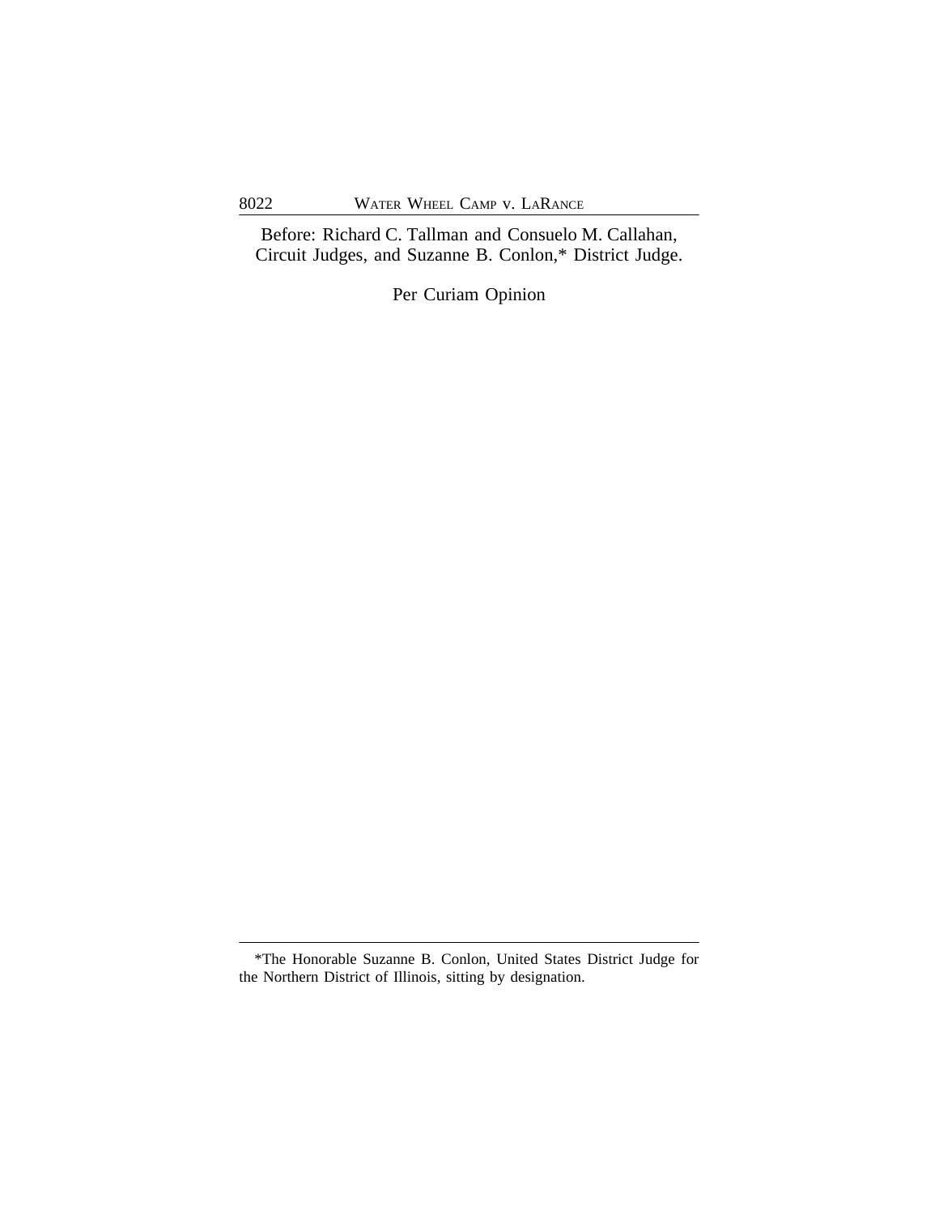Before: Richard C. Tallman and Consuelo M. Callahan, Circuit Judges, and Suzanne B. Conlon,* District Judge.

Per Curiam Opinion

*The Honorable Suzanne B. Conlon, United States District Judge for the Northern District of Illinois, sitting by designation.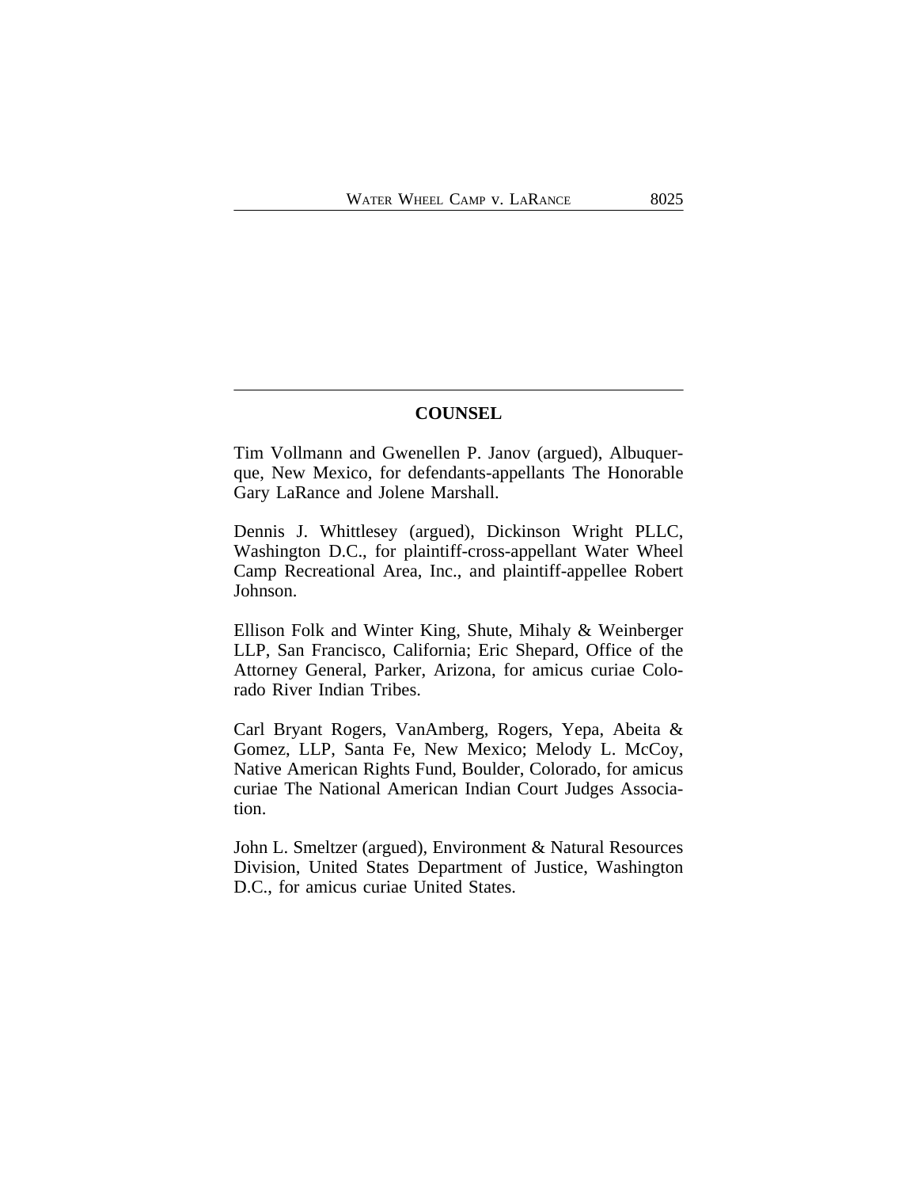## COUNSEL

Tim Vollmann and Gwenellen P. Janov (argued), Albuquerque, New Mexico, for defendants-appellants The Honorable Gary LaRance and Jolene Marshall.

Dennis J. Whittlesey (argued), Dickinson Wright PLLC, Washington D.C., for plaintiff-cross-appellant Water Wheel Camp Recreational Area, Inc., and plaintiff-appellee Robert Johnson.

Ellison Folk and Winter King, Shute, Mihaly & Weinberger LLP, San Francisco, California; Eric Shepard, Office of the Attorney General, Parker, Arizona, for amicus curiae Colorado River Indian Tribes.

Carl Bryant Rogers, VanAmberg, Rogers, Yepa, Abeita & Gomez, LLP, Santa Fe, New Mexico; Melody L. McCoy, Native American Rights Fund, Boulder, Colorado, for amicus curiae The National American Indian Court Judges Association.

John L. Smeltzer (argued), Environment & Natural Resources Division, United States Department of Justice, Washington D.C., for amicus curiae United States.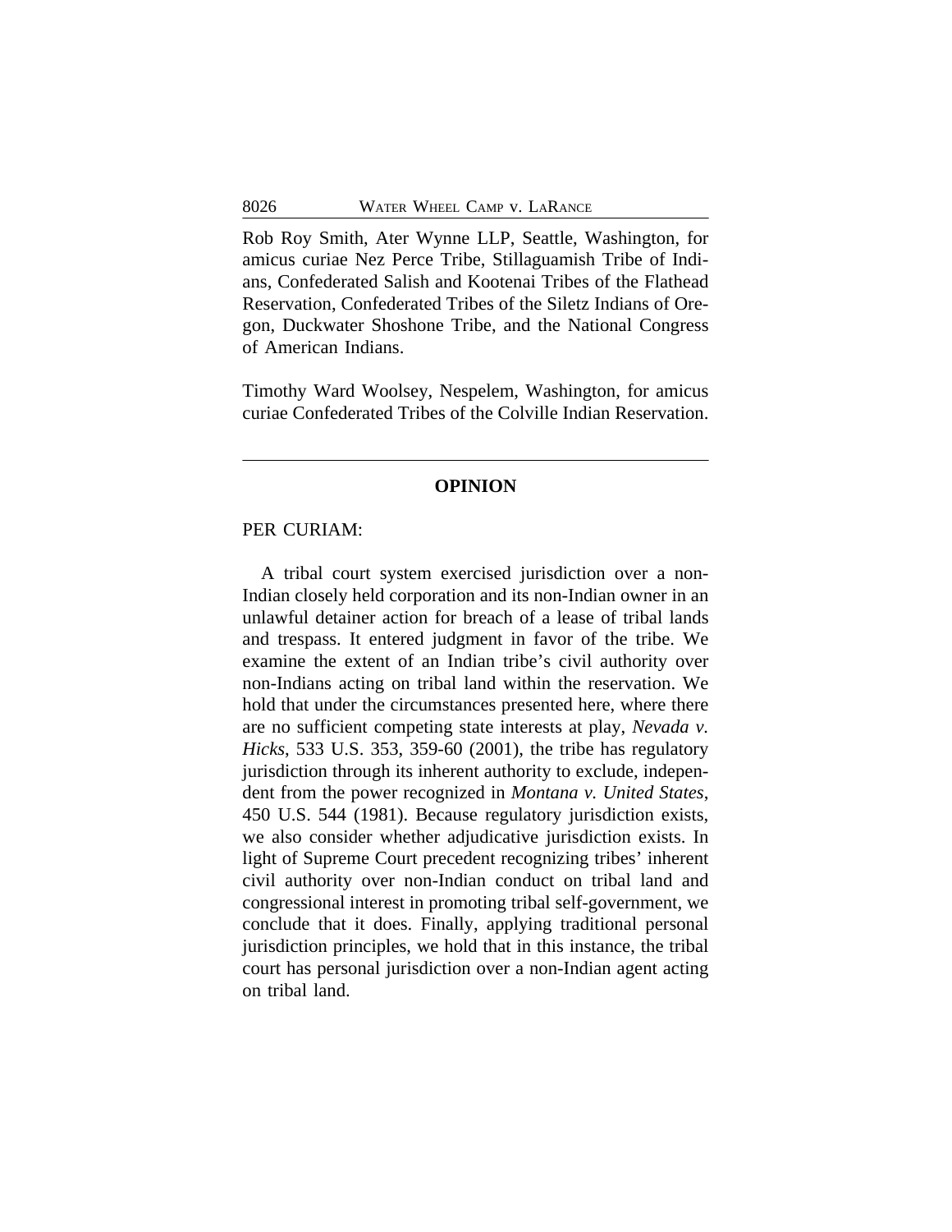Rob Roy Smith, Ater Wynne LLP, Seattle, Washington, for amicus curiae Nez Perce Tribe, Stillaguamish Tribe of Indians, Confederated Salish and Kootenai Tribes of the Flathead Reservation, Confederated Tribes of the Siletz Indians of Oregon, Duckwater Shoshone Tribe, and the National Congress of American Indians.

Timothy Ward Woolsey, Nespelem, Washington, for amicus curiae Confederated Tribes of the Colville Indian Reservation.

---

## OPINION

PER CURIAM:

A tribal court system exercised jurisdiction over a non-Indian closely held corporation and its non-Indian owner in an unlawful detainer action for breach of a lease of tribal lands and trespass. It entered judgment in favor of the tribe. We examine the extent of an Indian tribe's civil authority over non-Indians acting on tribal land within the reservation. We hold that under the circumstances presented here, where there are no sufficient competing state interests at play, *Nevada v. Hicks*, 533 U.S. 353, 359-60 (2001), the tribe has regulatory jurisdiction through its inherent authority to exclude, independent from the power recognized in *Montana v. United States*, 450 U.S. 544 (1981). Because regulatory jurisdiction exists, we also consider whether adjudicative jurisdiction exists. In light of Supreme Court precedent recognizing tribes' inherent civil authority over non-Indian conduct on tribal land and congressional interest in promoting tribal self-government, we conclude that it does. Finally, applying traditional personal jurisdiction principles, we hold that in this instance, the tribal court has personal jurisdiction over a non-Indian agent acting on tribal land.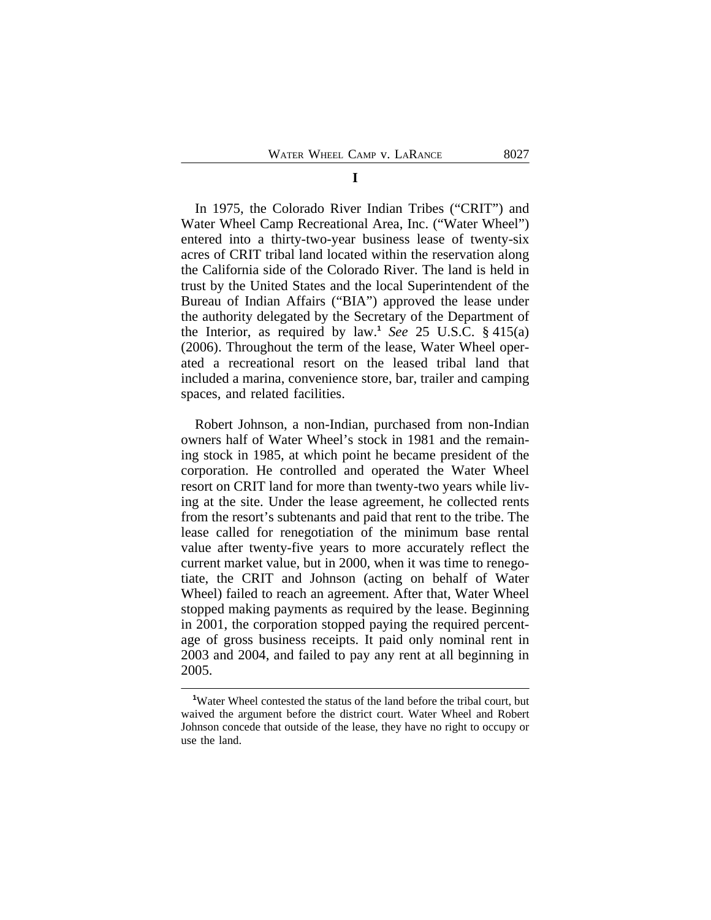## I

In 1975, the Colorado River Indian Tribes ("CRIT") and Water Wheel Camp Recreational Area, Inc. ("Water Wheel") entered into a thirty-two-year business lease of twenty-six acres of CRIT tribal land located within the reservation along the California side of the Colorado River. The land is held in trust by the United States and the local Superintendent of the Bureau of Indian Affairs ("BIA") approved the lease under the authority delegated by the Secretary of the Department of the Interior, as required by law.[1] *See* 25 U.S.C. § 415(a) (2006). Throughout the term of the lease, Water Wheel operated a recreational resort on the leased tribal land that included a marina, convenience store, bar, trailer and camping spaces, and related facilities.

Robert Johnson, a non-Indian, purchased from non-Indian owners half of Water Wheel's stock in 1981 and the remaining stock in 1985, at which point he became president of the corporation. He controlled and operated the Water Wheel resort on CRIT land for more than twenty-two years while living at the site. Under the lease agreement, he collected rents from the resort's subtenants and paid that rent to the tribe. The lease called for renegotiation of the minimum base rental value after twenty-five years to more accurately reflect the current market value, but in 2000, when it was time to renegotiate, the CRIT and Johnson (acting on behalf of Water Wheel) failed to reach an agreement. After that, Water Wheel stopped making payments as required by the lease. Beginning in 2001, the corporation stopped paying the required percentage of gross business receipts. It paid only nominal rent in 2003 and 2004, and failed to pay any rent at all beginning in 2005.

---

[1] Water Wheel contested the status of the land before the tribal court, but waived the argument before the district court. Water Wheel and Robert Johnson concede that outside of the lease, they have no right to occupy or use the land.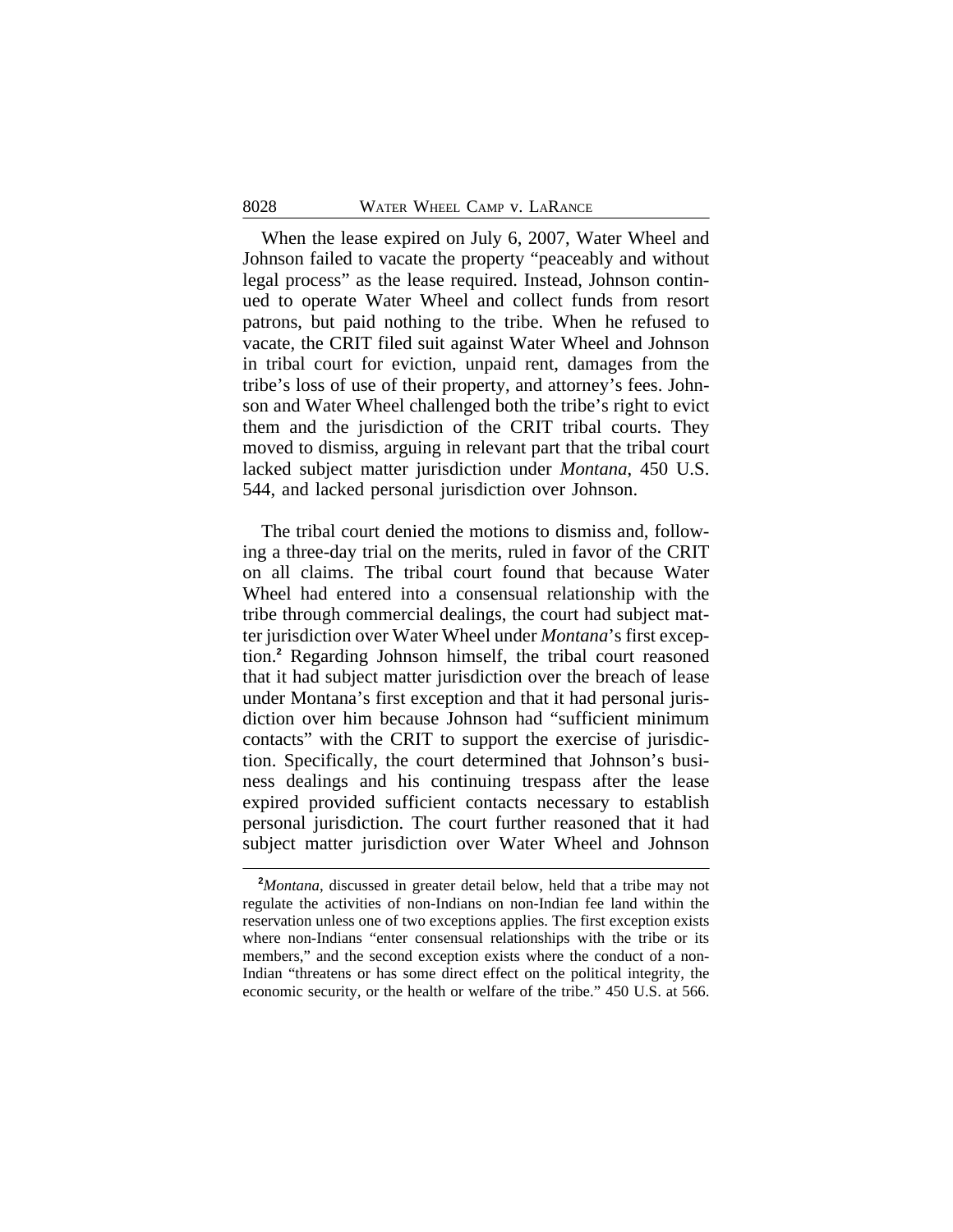When the lease expired on July 6, 2007, Water Wheel and Johnson failed to vacate the property "peaceably and without legal process" as the lease required. Instead, Johnson continued to operate Water Wheel and collect funds from resort patrons, but paid nothing to the tribe. When he refused to vacate, the CRIT filed suit against Water Wheel and Johnson in tribal court for eviction, unpaid rent, damages from the tribe's loss of use of their property, and attorney's fees. Johnson and Water Wheel challenged both the tribe's right to evict them and the jurisdiction of the CRIT tribal courts. They moved to dismiss, arguing in relevant part that the tribal court lacked subject matter jurisdiction under *Montana*, 450 U.S. 544, and lacked personal jurisdiction over Johnson.

The tribal court denied the motions to dismiss and, following a three-day trial on the merits, ruled in favor of the CRIT on all claims. The tribal court found that because Water Wheel had entered into a consensual relationship with the tribe through commercial dealings, the court had subject matter jurisdiction over Water Wheel under *Montana*'s first exception.[2] Regarding Johnson himself, the tribal court reasoned that it had subject matter jurisdiction over the breach of lease under Montana's first exception and that it had personal jurisdiction over him because Johnson had "sufficient minimum contacts" with the CRIT to support the exercise of jurisdiction. Specifically, the court determined that Johnson's business dealings and his continuing trespass after the lease expired provided sufficient contacts necessary to establish personal jurisdiction. The court further reasoned that it had subject matter jurisdiction over Water Wheel and Johnson

---

[2]*Montana*, discussed in greater detail below, held that a tribe may not regulate the activities of non-Indians on non-Indian fee land within the reservation unless one of two exceptions applies. The first exception exists where non-Indians "enter consensual relationships with the tribe or its members," and the second exception exists where the conduct of a non-Indian "threatens or has some direct effect on the political integrity, the economic security, or the health or welfare of the tribe." 450 U.S. at 566.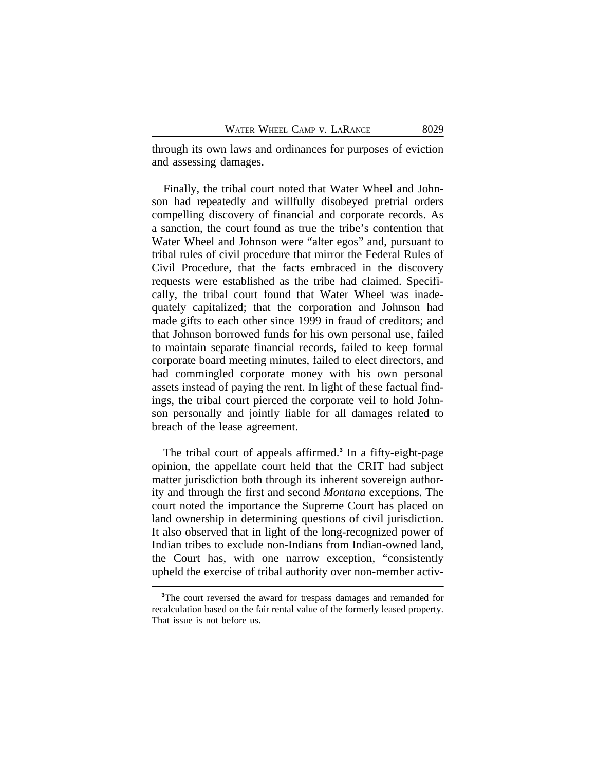through its own laws and ordinances for purposes of eviction and assessing damages.

Finally, the tribal court noted that Water Wheel and Johnson had repeatedly and willfully disobeyed pretrial orders compelling discovery of financial and corporate records. As a sanction, the court found as true the tribe's contention that Water Wheel and Johnson were "alter egos" and, pursuant to tribal rules of civil procedure that mirror the Federal Rules of Civil Procedure, that the facts embraced in the discovery requests were established as the tribe had claimed. Specifically, the tribal court found that Water Wheel was inadequately capitalized; that the corporation and Johnson had made gifts to each other since 1999 in fraud of creditors; and that Johnson borrowed funds for his own personal use, failed to maintain separate financial records, failed to keep formal corporate board meeting minutes, failed to elect directors, and had commingled corporate money with his own personal assets instead of paying the rent. In light of these factual findings, the tribal court pierced the corporate veil to hold Johnson personally and jointly liable for all damages related to breach of the lease agreement.

The tribal court of appeals affirmed.[3] In a fifty-eight-page opinion, the appellate court held that the CRIT had subject matter jurisdiction both through its inherent sovereign authority and through the first and second *Montana* exceptions. The court noted the importance the Supreme Court has placed on land ownership in determining questions of civil jurisdiction. It also observed that in light of the long-recognized power of Indian tribes to exclude non-Indians from Indian-owned land, the Court has, with one narrow exception, "consistently upheld the exercise of tribal authority over non-member activ-

[3]The court reversed the award for trespass damages and remanded for recalculation based on the fair rental value of the formerly leased property. That issue is not before us.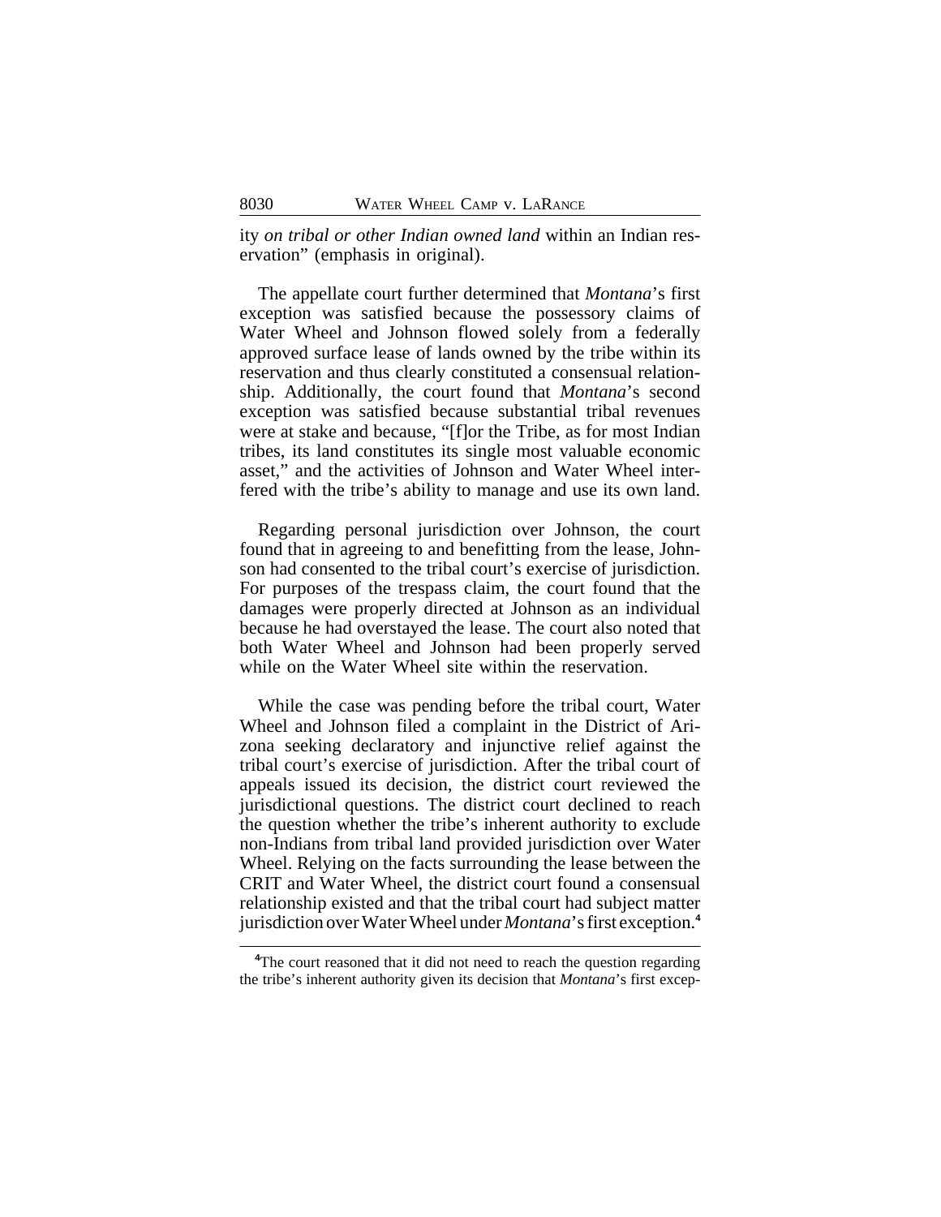ity *on tribal or other Indian owned land* within an Indian reservation" (emphasis in original).

The appellate court further determined that *Montana*'s first exception was satisfied because the possessory claims of Water Wheel and Johnson flowed solely from a federally approved surface lease of lands owned by the tribe within its reservation and thus clearly constituted a consensual relationship. Additionally, the court found that *Montana*'s second exception was satisfied because substantial tribal revenues were at stake and because, "[f]or the Tribe, as for most Indian tribes, its land constitutes its single most valuable economic asset," and the activities of Johnson and Water Wheel interfered with the tribe's ability to manage and use its own land.

Regarding personal jurisdiction over Johnson, the court found that in agreeing to and benefitting from the lease, Johnson had consented to the tribal court's exercise of jurisdiction. For purposes of the trespass claim, the court found that the damages were properly directed at Johnson as an individual because he had overstayed the lease. The court also noted that both Water Wheel and Johnson had been properly served while on the Water Wheel site within the reservation.

While the case was pending before the tribal court, Water Wheel and Johnson filed a complaint in the District of Arizona seeking declaratory and injunctive relief against the tribal court's exercise of jurisdiction. After the tribal court of appeals issued its decision, the district court reviewed the jurisdictional questions. The district court declined to reach the question whether the tribe's inherent authority to exclude non-Indians from tribal land provided jurisdiction over Water Wheel. Relying on the facts surrounding the lease between the CRIT and Water Wheel, the district court found a consensual relationship existed and that the tribal court had subject matter jurisdiction over Water Wheel under *Montana*'s first exception.[4]

[4]The court reasoned that it did not need to reach the question regarding the tribe's inherent authority given its decision that *Montana*'s first excep-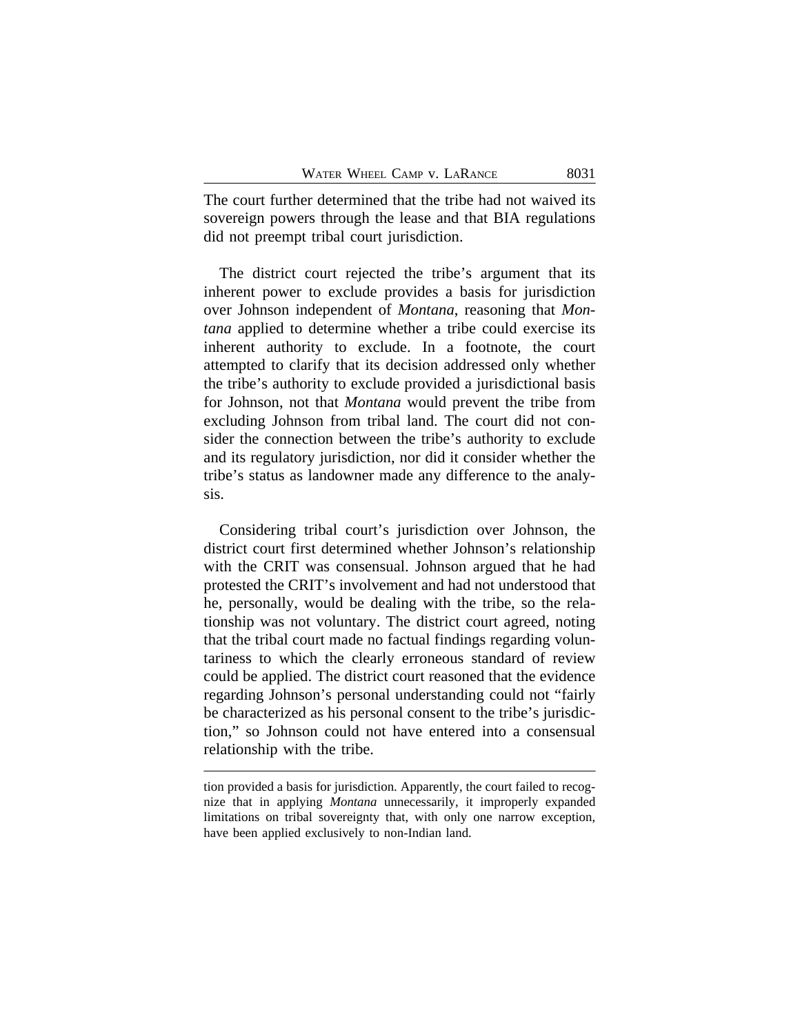The court further determined that the tribe had not waived its sovereign powers through the lease and that BIA regulations did not preempt tribal court jurisdiction.

The district court rejected the tribe's argument that its inherent power to exclude provides a basis for jurisdiction over Johnson independent of *Montana*, reasoning that *Montana* applied to determine whether a tribe could exercise its inherent authority to exclude. In a footnote, the court attempted to clarify that its decision addressed only whether the tribe's authority to exclude provided a jurisdictional basis for Johnson, not that *Montana* would prevent the tribe from excluding Johnson from tribal land. The court did not consider the connection between the tribe's authority to exclude and its regulatory jurisdiction, nor did it consider whether the tribe's status as landowner made any difference to the analysis.

Considering tribal court's jurisdiction over Johnson, the district court first determined whether Johnson's relationship with the CRIT was consensual. Johnson argued that he had protested the CRIT's involvement and had not understood that he, personally, would be dealing with the tribe, so the relationship was not voluntary. The district court agreed, noting that the tribal court made no factual findings regarding voluntariness to which the clearly erroneous standard of review could be applied. The district court reasoned that the evidence regarding Johnson's personal understanding could not "fairly be characterized as his personal consent to the tribe's jurisdiction," so Johnson could not have entered into a consensual relationship with the tribe.

---

tion provided a basis for jurisdiction. Apparently, the court failed to recognize that in applying *Montana* unnecessarily, it improperly expanded limitations on tribal sovereignty that, with only one narrow exception, have been applied exclusively to non-Indian land.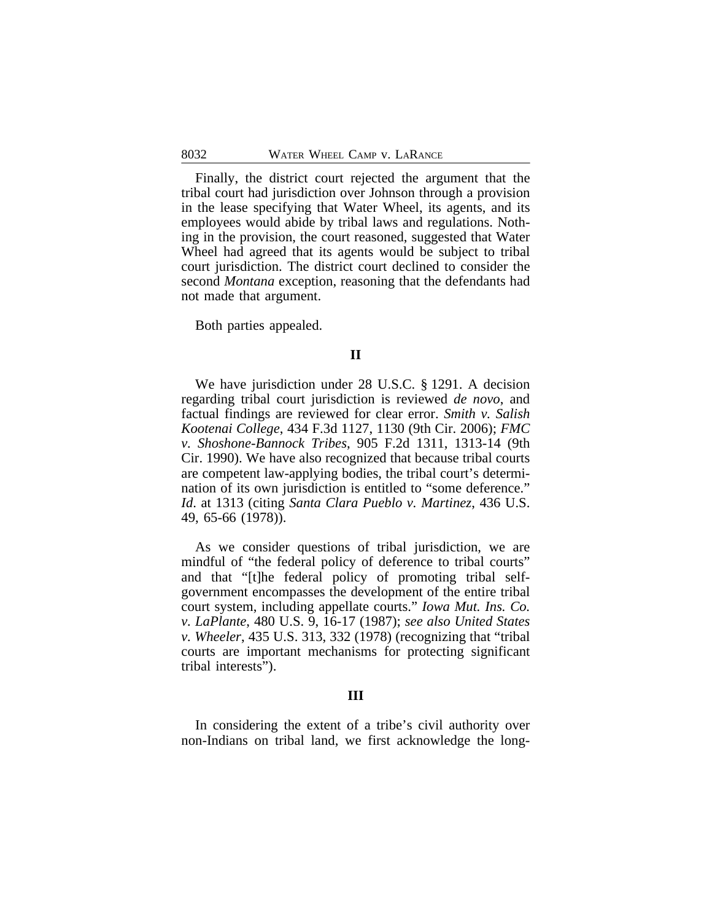Finally, the district court rejected the argument that the tribal court had jurisdiction over Johnson through a provision in the lease specifying that Water Wheel, its agents, and its employees would abide by tribal laws and regulations. Nothing in the provision, the court reasoned, suggested that Water Wheel had agreed that its agents would be subject to tribal court jurisdiction. The district court declined to consider the second *Montana* exception, reasoning that the defendants had not made that argument.

Both parties appealed.

## II

We have jurisdiction under 28 U.S.C. § 1291. A decision regarding tribal court jurisdiction is reviewed *de novo*, and factual findings are reviewed for clear error. *Smith v. Salish Kootenai College*, 434 F.3d 1127, 1130 (9th Cir. 2006); *FMC v. Shoshone-Bannock Tribes*, 905 F.2d 1311, 1313-14 (9th Cir. 1990). We have also recognized that because tribal courts are competent law-applying bodies, the tribal court's determination of its own jurisdiction is entitled to "some deference." *Id.* at 1313 (citing *Santa Clara Pueblo v. Martinez*, 436 U.S. 49, 65-66 (1978)).

As we consider questions of tribal jurisdiction, we are mindful of "the federal policy of deference to tribal courts" and that "[t]he federal policy of promoting tribal self-government encompasses the development of the entire tribal court system, including appellate courts." *Iowa Mut. Ins. Co. v. LaPlante*, 480 U.S. 9, 16-17 (1987); *see also United States v. Wheeler*, 435 U.S. 313, 332 (1978) (recognizing that "tribal courts are important mechanisms for protecting significant tribal interests").

## III

In considering the extent of a tribe's civil authority over non-Indians on tribal land, we first acknowledge the long-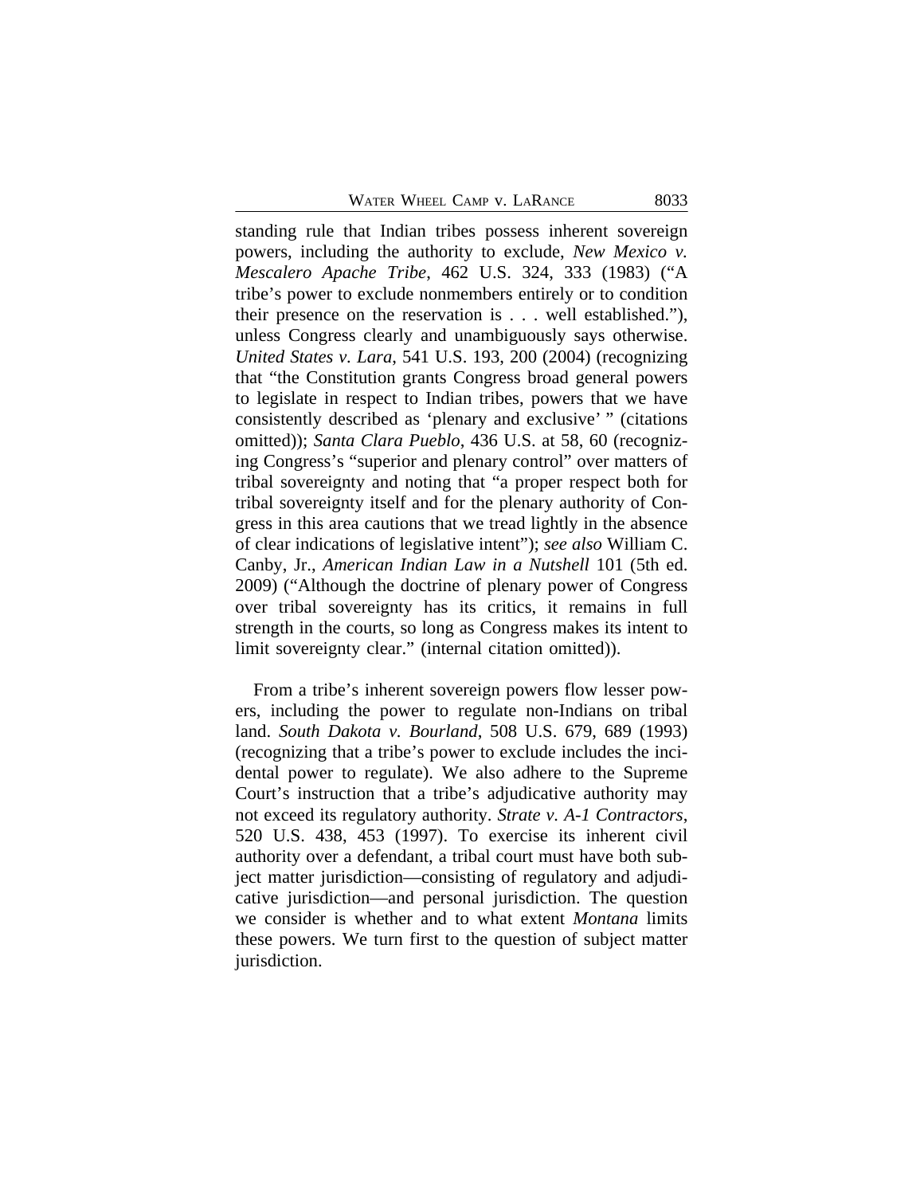standing rule that Indian tribes possess inherent sovereign powers, including the authority to exclude, *New Mexico v. Mescalero Apache Tribe*, 462 U.S. 324, 333 (1983) ("A tribe's power to exclude nonmembers entirely or to condition their presence on the reservation is . . . well established."), unless Congress clearly and unambiguously says otherwise. *United States v. Lara*, 541 U.S. 193, 200 (2004) (recognizing that "the Constitution grants Congress broad general powers to legislate in respect to Indian tribes, powers that we have consistently described as 'plenary and exclusive' " (citations omitted)); *Santa Clara Pueblo*, 436 U.S. at 58, 60 (recognizing Congress's "superior and plenary control" over matters of tribal sovereignty and noting that "a proper respect both for tribal sovereignty itself and for the plenary authority of Congress in this area cautions that we tread lightly in the absence of clear indications of legislative intent"); *see also* William C. Canby, Jr., *American Indian Law in a Nutshell* 101 (5th ed. 2009) ("Although the doctrine of plenary power of Congress over tribal sovereignty has its critics, it remains in full strength in the courts, so long as Congress makes its intent to limit sovereignty clear." (internal citation omitted)).

From a tribe's inherent sovereign powers flow lesser powers, including the power to regulate non-Indians on tribal land. *South Dakota v. Bourland*, 508 U.S. 679, 689 (1993) (recognizing that a tribe's power to exclude includes the incidental power to regulate). We also adhere to the Supreme Court's instruction that a tribe's adjudicative authority may not exceed its regulatory authority. *Strate v. A-1 Contractors*, 520 U.S. 438, 453 (1997). To exercise its inherent civil authority over a defendant, a tribal court must have both subject matter jurisdiction—consisting of regulatory and adjudicative jurisdiction—and personal jurisdiction. The question we consider is whether and to what extent *Montana* limits these powers. We turn first to the question of subject matter jurisdiction.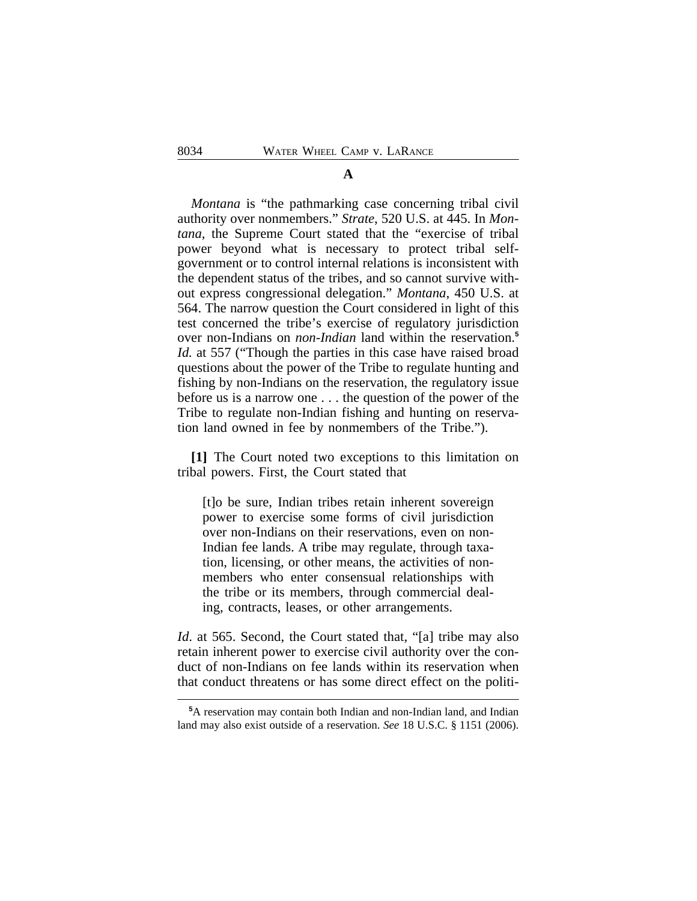### A

*Montana* is "the pathmarking case concerning tribal civil authority over nonmembers." *Strate*, 520 U.S. at 445. In *Montana*, the Supreme Court stated that the "exercise of tribal power beyond what is necessary to protect tribal self-government or to control internal relations is inconsistent with the dependent status of the tribes, and so cannot survive without express congressional delegation." *Montana*, 450 U.S. at 564. The narrow question the Court considered in light of this test concerned the tribe's exercise of regulatory jurisdiction over non-Indians on *non-Indian* land within the reservation.[5] *Id.* at 557 ("Though the parties in this case have raised broad questions about the power of the Tribe to regulate hunting and fishing by non-Indians on the reservation, the regulatory issue before us is a narrow one . . . the question of the power of the Tribe to regulate non-Indian fishing and hunting on reservation land owned in fee by nonmembers of the Tribe.").

**[1]** The Court noted two exceptions to this limitation on tribal powers. First, the Court stated that

> [t]o be sure, Indian tribes retain inherent sovereign power to exercise some forms of civil jurisdiction over non-Indians on their reservations, even on non-Indian fee lands. A tribe may regulate, through taxation, licensing, or other means, the activities of nonmembers who enter consensual relationships with the tribe or its members, through commercial dealing, contracts, leases, or other arrangements.

*Id*. at 565. Second, the Court stated that, "[a] tribe may also retain inherent power to exercise civil authority over the conduct of non-Indians on fee lands within its reservation when that conduct threatens or has some direct effect on the politi-

---

[5]A reservation may contain both Indian and non-Indian land, and Indian land may also exist outside of a reservation. *See* 18 U.S.C. § 1151 (2006).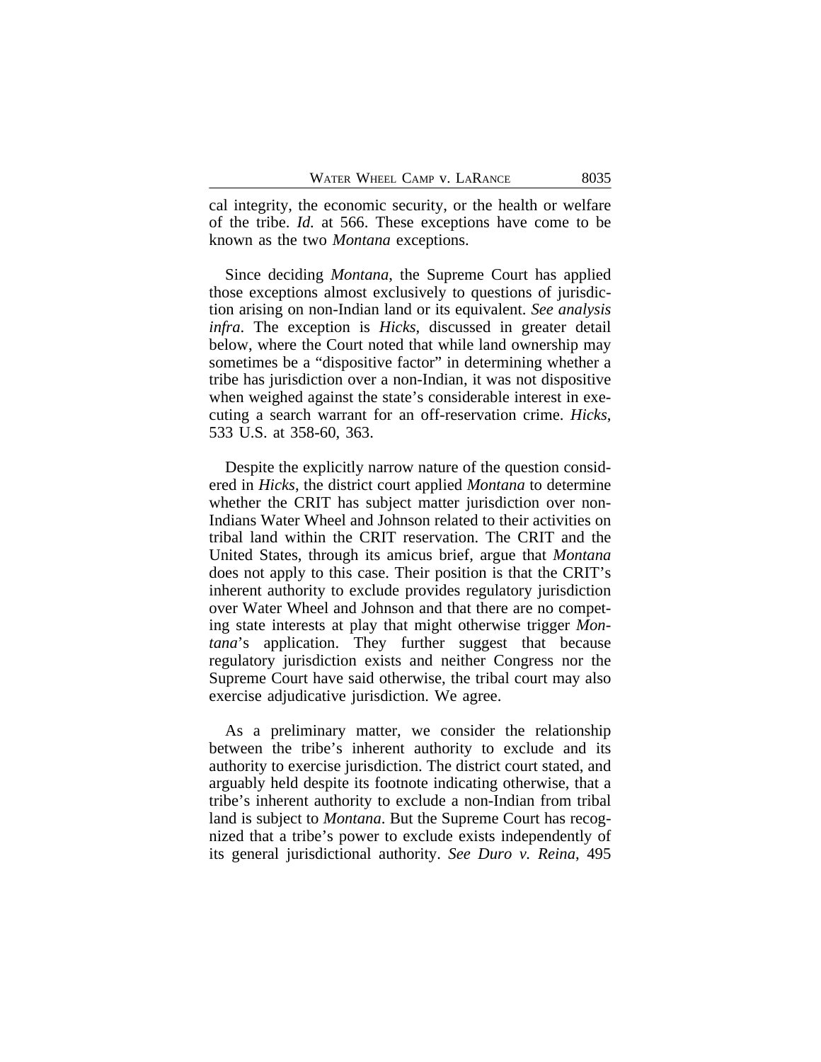cal integrity, the economic security, or the health or welfare of the tribe. *Id.* at 566. These exceptions have come to be known as the two *Montana* exceptions.

Since deciding *Montana*, the Supreme Court has applied those exceptions almost exclusively to questions of jurisdiction arising on non-Indian land or its equivalent. *See analysis infra*. The exception is *Hicks*, discussed in greater detail below, where the Court noted that while land ownership may sometimes be a "dispositive factor" in determining whether a tribe has jurisdiction over a non-Indian, it was not dispositive when weighed against the state's considerable interest in executing a search warrant for an off-reservation crime. *Hicks*, 533 U.S. at 358-60, 363.

Despite the explicitly narrow nature of the question considered in *Hicks*, the district court applied *Montana* to determine whether the CRIT has subject matter jurisdiction over non-Indians Water Wheel and Johnson related to their activities on tribal land within the CRIT reservation. The CRIT and the United States, through its amicus brief, argue that *Montana* does not apply to this case. Their position is that the CRIT's inherent authority to exclude provides regulatory jurisdiction over Water Wheel and Johnson and that there are no competing state interests at play that might otherwise trigger *Montana*'s application. They further suggest that because regulatory jurisdiction exists and neither Congress nor the Supreme Court have said otherwise, the tribal court may also exercise adjudicative jurisdiction. We agree.

As a preliminary matter, we consider the relationship between the tribe's inherent authority to exclude and its authority to exercise jurisdiction. The district court stated, and arguably held despite its footnote indicating otherwise, that a tribe's inherent authority to exclude a non-Indian from tribal land is subject to *Montana*. But the Supreme Court has recognized that a tribe's power to exclude exists independently of its general jurisdictional authority. *See Duro v. Reina*, 495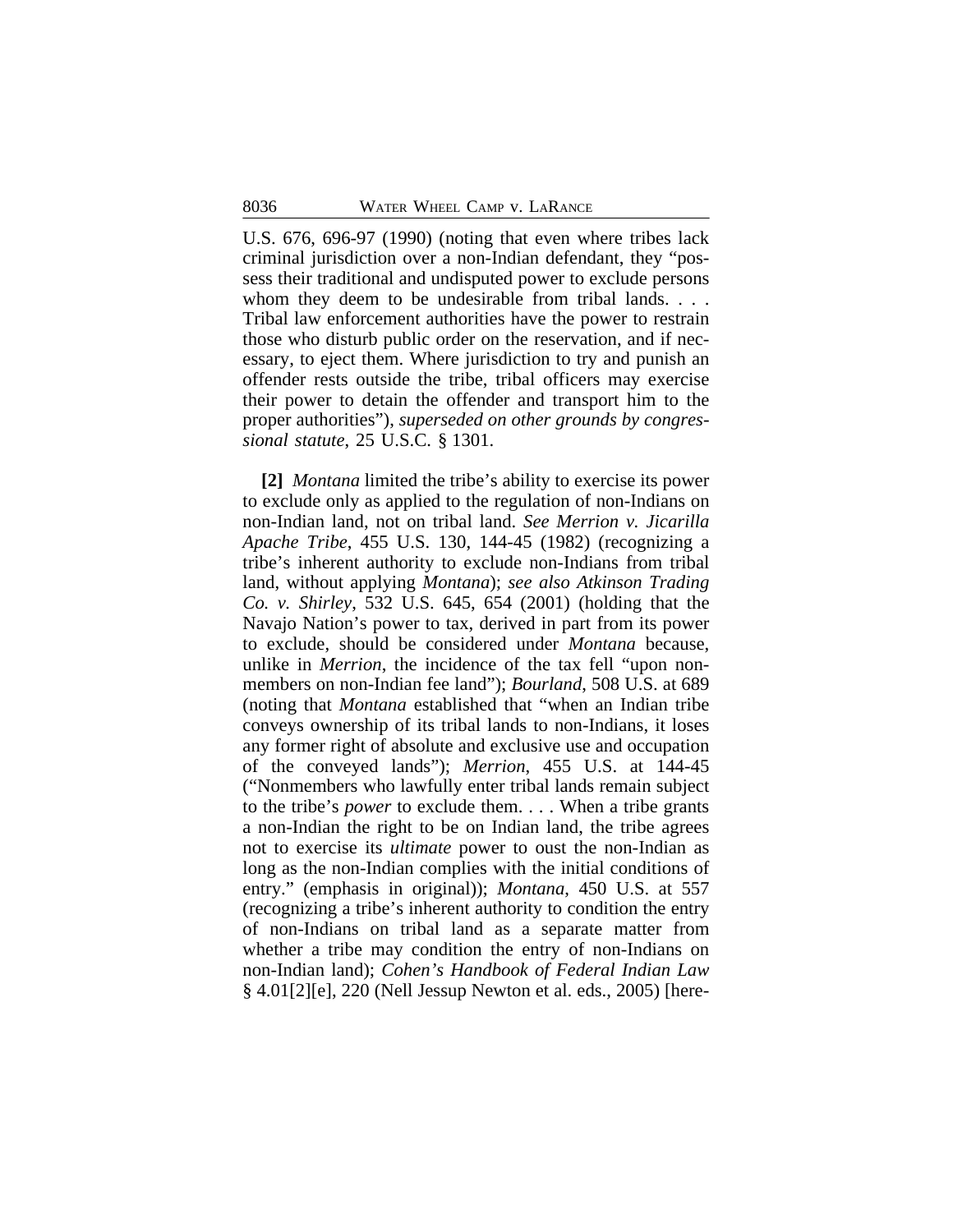U.S. 676, 696-97 (1990) (noting that even where tribes lack criminal jurisdiction over a non-Indian defendant, they "possess their traditional and undisputed power to exclude persons whom they deem to be undesirable from tribal lands. . . . Tribal law enforcement authorities have the power to restrain those who disturb public order on the reservation, and if necessary, to eject them. Where jurisdiction to try and punish an offender rests outside the tribe, tribal officers may exercise their power to detain the offender and transport him to the proper authorities"), *superseded on other grounds by congressional statute*, 25 U.S.C. § 1301.

**[2]** *Montana* limited the tribe's ability to exercise its power to exclude only as applied to the regulation of non-Indians on non-Indian land, not on tribal land. *See Merrion v. Jicarilla Apache Tribe*, 455 U.S. 130, 144-45 (1982) (recognizing a tribe's inherent authority to exclude non-Indians from tribal land, without applying *Montana*); *see also Atkinson Trading Co. v. Shirley*, 532 U.S. 645, 654 (2001) (holding that the Navajo Nation's power to tax, derived in part from its power to exclude, should be considered under *Montana* because, unlike in *Merrion*, the incidence of the tax fell "upon nonmembers on non-Indian fee land"); *Bourland*, 508 U.S. at 689 (noting that *Montana* established that "when an Indian tribe conveys ownership of its tribal lands to non-Indians, it loses any former right of absolute and exclusive use and occupation of the conveyed lands"); *Merrion*, 455 U.S. at 144-45 ("Nonmembers who lawfully enter tribal lands remain subject to the tribe's *power* to exclude them. . . . When a tribe grants a non-Indian the right to be on Indian land, the tribe agrees not to exercise its *ultimate* power to oust the non-Indian as long as the non-Indian complies with the initial conditions of entry." (emphasis in original)); *Montana*, 450 U.S. at 557 (recognizing a tribe's inherent authority to condition the entry of non-Indians on tribal land as a separate matter from whether a tribe may condition the entry of non-Indians on non-Indian land); *Cohen's Handbook of Federal Indian Law* § 4.01[2][e], 220 (Nell Jessup Newton et al. eds., 2005) [here-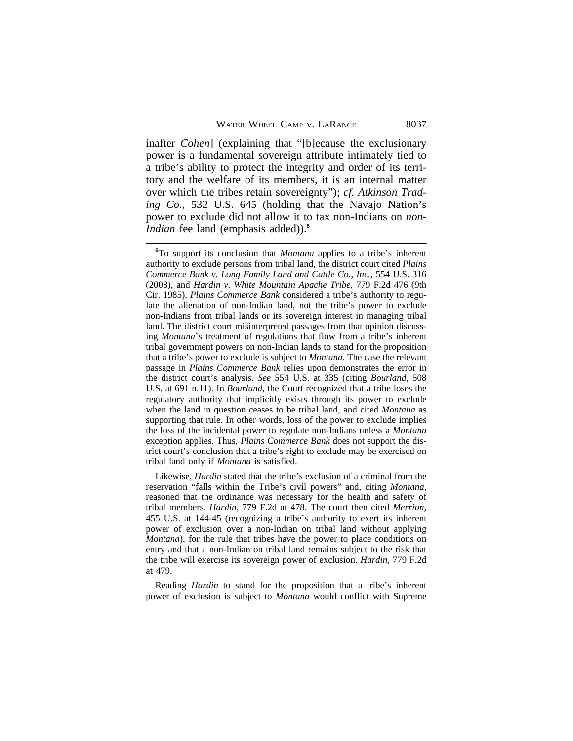inafter *Cohen*] (explaining that "[b]ecause the exclusionary power is a fundamental sovereign attribute intimately tied to a tribe's ability to protect the integrity and order of its territory and the welfare of its members, it is an internal matter over which the tribes retain sovereignty"); *cf. Atkinson Trading Co.*, 532 U.S. 645 (holding that the Navajo Nation's power to exclude did not allow it to tax non-Indians on *non-Indian* fee land (emphasis added)).[6]

---

[6]To support its conclusion that *Montana* applies to a tribe's inherent authority to exclude persons from tribal land, the district court cited *Plains Commerce Bank v. Long Family Land and Cattle Co., Inc.*, 554 U.S. 316 (2008), and *Hardin v. White Mountain Apache Tribe*, 779 F.2d 476 (9th Cir. 1985). *Plains Commerce Bank* considered a tribe's authority to regulate the alienation of non-Indian land, not the tribe's power to exclude non-Indians from tribal lands or its sovereign interest in managing tribal land. The district court misinterpreted passages from that opinion discussing *Montana*'s treatment of regulations that flow from a tribe's inherent tribal government powers on non-Indian lands to stand for the proposition that a tribe's power to exclude is subject to *Montana*. The case the relevant passage in *Plains Commerce Bank* relies upon demonstrates the error in the district court's analysis. *See* 554 U.S. at 335 (citing *Bourland*, 508 U.S. at 691 n.11). In *Bourland*, the Court recognized that a tribe loses the regulatory authority that implicitly exists through its power to exclude when the land in question ceases to be tribal land, and cited *Montana* as supporting that rule. In other words, loss of the power to exclude implies the loss of the incidental power to regulate non-Indians unless a *Montana* exception applies. Thus, *Plains Commerce Bank* does not support the district court's conclusion that a tribe's right to exclude may be exercised on tribal land only if *Montana* is satisfied.

Likewise, *Hardin* stated that the tribe's exclusion of a criminal from the reservation "falls within the Tribe's civil powers" and, citing *Montana*, reasoned that the ordinance was necessary for the health and safety of tribal members. *Hardin*, 779 F.2d at 478. The court then cited *Merrion*, 455 U.S. at 144-45 (recognizing a tribe's authority to exert its inherent power of exclusion over a non-Indian on tribal land without applying *Montana*), for the rule that tribes have the power to place conditions on entry and that a non-Indian on tribal land remains subject to the risk that the tribe will exercise its sovereign power of exclusion. *Hardin*, 779 F.2d at 479.

Reading *Hardin* to stand for the proposition that a tribe's inherent power of exclusion is subject to *Montana* would conflict with Supreme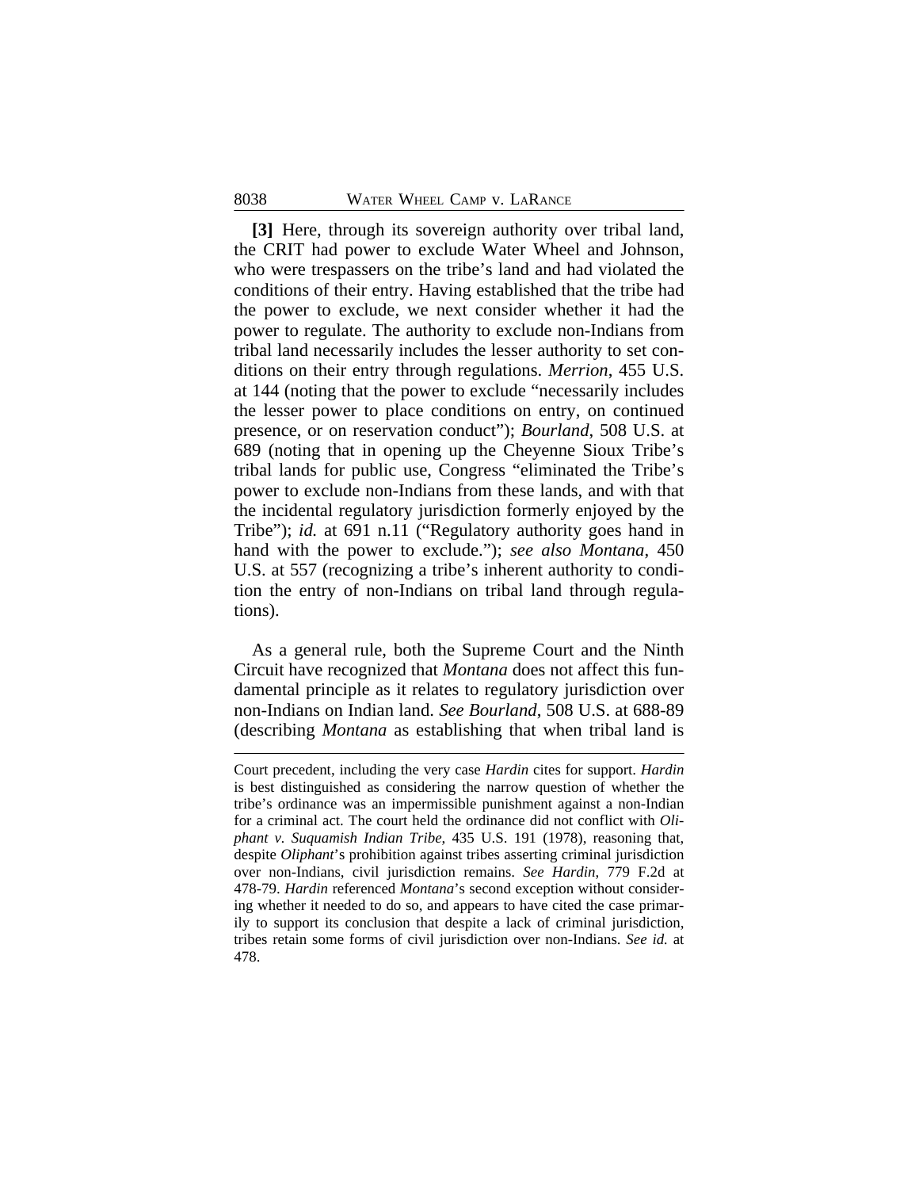**[3]** Here, through its sovereign authority over tribal land, the CRIT had power to exclude Water Wheel and Johnson, who were trespassers on the tribe's land and had violated the conditions of their entry. Having established that the tribe had the power to exclude, we next consider whether it had the power to regulate. The authority to exclude non-Indians from tribal land necessarily includes the lesser authority to set conditions on their entry through regulations. *Merrion*, 455 U.S. at 144 (noting that the power to exclude "necessarily includes the lesser power to place conditions on entry, on continued presence, or on reservation conduct"); *Bourland*, 508 U.S. at 689 (noting that in opening up the Cheyenne Sioux Tribe's tribal lands for public use, Congress "eliminated the Tribe's power to exclude non-Indians from these lands, and with that the incidental regulatory jurisdiction formerly enjoyed by the Tribe"); *id.* at 691 n.11 ("Regulatory authority goes hand in hand with the power to exclude."); *see also Montana*, 450 U.S. at 557 (recognizing a tribe's inherent authority to condition the entry of non-Indians on tribal land through regulations).

As a general rule, both the Supreme Court and the Ninth Circuit have recognized that *Montana* does not affect this fundamental principle as it relates to regulatory jurisdiction over non-Indians on Indian land. *See Bourland*, 508 U.S. at 688-89 (describing *Montana* as establishing that when tribal land is

---

Court precedent, including the very case *Hardin* cites for support. *Hardin* is best distinguished as considering the narrow question of whether the tribe's ordinance was an impermissible punishment against a non-Indian for a criminal act. The court held the ordinance did not conflict with *Oliphant v. Suquamish Indian Tribe*, 435 U.S. 191 (1978), reasoning that, despite *Oliphant*'s prohibition against tribes asserting criminal jurisdiction over non-Indians, civil jurisdiction remains. *See Hardin*, 779 F.2d at 478-79. *Hardin* referenced *Montana*'s second exception without considering whether it needed to do so, and appears to have cited the case primarily to support its conclusion that despite a lack of criminal jurisdiction, tribes retain some forms of civil jurisdiction over non-Indians. *See id.* at 478.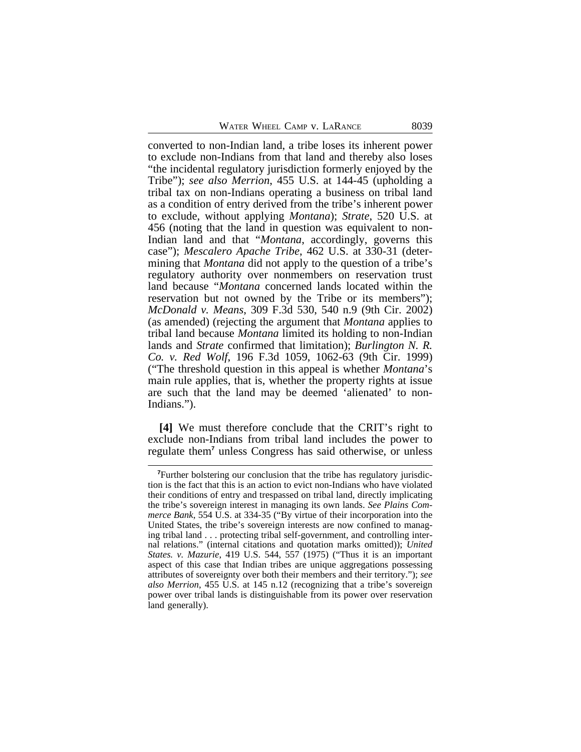converted to non-Indian land, a tribe loses its inherent power to exclude non-Indians from that land and thereby also loses "the incidental regulatory jurisdiction formerly enjoyed by the Tribe"); *see also Merrion*, 455 U.S. at 144-45 (upholding a tribal tax on non-Indians operating a business on tribal land as a condition of entry derived from the tribe's inherent power to exclude, without applying *Montana*); *Strate*, 520 U.S. at 456 (noting that the land in question was equivalent to non-Indian land and that "*Montana*, accordingly, governs this case"); *Mescalero Apache Tribe*, 462 U.S. at 330-31 (determining that *Montana* did not apply to the question of a tribe's regulatory authority over nonmembers on reservation trust land because "*Montana* concerned lands located within the reservation but not owned by the Tribe or its members"); *McDonald v. Means*, 309 F.3d 530, 540 n.9 (9th Cir. 2002) (as amended) (rejecting the argument that *Montana* applies to tribal land because *Montana* limited its holding to non-Indian lands and *Strate* confirmed that limitation); *Burlington N. R. Co. v. Red Wolf*, 196 F.3d 1059, 1062-63 (9th Cir. 1999) ("The threshold question in this appeal is whether *Montana*'s main rule applies, that is, whether the property rights at issue are such that the land may be deemed 'alienated' to non-Indians.").

**[4]** We must therefore conclude that the CRIT's right to exclude non-Indians from tribal land includes the power to regulate them[7] unless Congress has said otherwise, or unless

[7]Further bolstering our conclusion that the tribe has regulatory jurisdiction is the fact that this is an action to evict non-Indians who have violated their conditions of entry and trespassed on tribal land, directly implicating the tribe's sovereign interest in managing its own lands. *See Plains Commerce Bank*, 554 U.S. at 334-35 ("By virtue of their incorporation into the United States, the tribe's sovereign interests are now confined to managing tribal land . . . protecting tribal self-government, and controlling internal relations." (internal citations and quotation marks omitted)); *United States. v. Mazurie*, 419 U.S. 544, 557 (1975) ("Thus it is an important aspect of this case that Indian tribes are unique aggregations possessing attributes of sovereignty over both their members and their territory."); *see also Merrion*, 455 U.S. at 145 n.12 (recognizing that a tribe's sovereign power over tribal lands is distinguishable from its power over reservation land generally).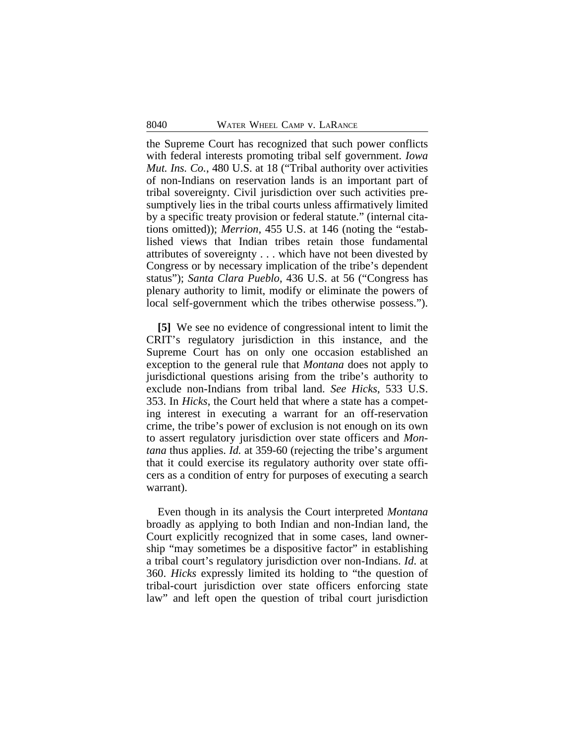the Supreme Court has recognized that such power conflicts with federal interests promoting tribal self government. *Iowa Mut. Ins. Co.*, 480 U.S. at 18 ("Tribal authority over activities of non-Indians on reservation lands is an important part of tribal sovereignty. Civil jurisdiction over such activities presumptively lies in the tribal courts unless affirmatively limited by a specific treaty provision or federal statute." (internal citations omitted)); *Merrion*, 455 U.S. at 146 (noting the "established views that Indian tribes retain those fundamental attributes of sovereignty . . . which have not been divested by Congress or by necessary implication of the tribe's dependent status"); *Santa Clara Pueblo*, 436 U.S. at 56 ("Congress has plenary authority to limit, modify or eliminate the powers of local self-government which the tribes otherwise possess.").

**[5]** We see no evidence of congressional intent to limit the CRIT's regulatory jurisdiction in this instance, and the Supreme Court has on only one occasion established an exception to the general rule that *Montana* does not apply to jurisdictional questions arising from the tribe's authority to exclude non-Indians from tribal land. *See Hicks*, 533 U.S. 353. In *Hicks*, the Court held that where a state has a competing interest in executing a warrant for an off-reservation crime, the tribe's power of exclusion is not enough on its own to assert regulatory jurisdiction over state officers and *Montana* thus applies. *Id.* at 359-60 (rejecting the tribe's argument that it could exercise its regulatory authority over state officers as a condition of entry for purposes of executing a search warrant).

Even though in its analysis the Court interpreted *Montana* broadly as applying to both Indian and non-Indian land, the Court explicitly recognized that in some cases, land ownership "may sometimes be a dispositive factor" in establishing a tribal court's regulatory jurisdiction over non-Indians. *Id*. at 360. *Hicks* expressly limited its holding to "the question of tribal-court jurisdiction over state officers enforcing state law" and left open the question of tribal court jurisdiction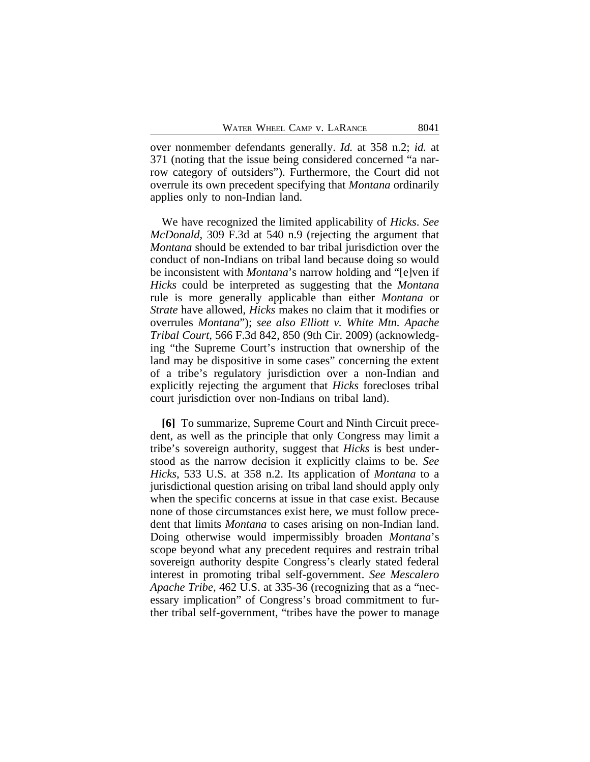over nonmember defendants generally. *Id.* at 358 n.2; *id.* at 371 (noting that the issue being considered concerned "a narrow category of outsiders"). Furthermore, the Court did not overrule its own precedent specifying that *Montana* ordinarily applies only to non-Indian land.

We have recognized the limited applicability of *Hicks*. *See McDonald*, 309 F.3d at 540 n.9 (rejecting the argument that *Montana* should be extended to bar tribal jurisdiction over the conduct of non-Indians on tribal land because doing so would be inconsistent with *Montana*'s narrow holding and "[e]ven if *Hicks* could be interpreted as suggesting that the *Montana* rule is more generally applicable than either *Montana* or *Strate* have allowed, *Hicks* makes no claim that it modifies or overrules *Montana*"); *see also Elliott v. White Mtn. Apache Tribal Court*, 566 F.3d 842, 850 (9th Cir. 2009) (acknowledging "the Supreme Court's instruction that ownership of the land may be dispositive in some cases" concerning the extent of a tribe's regulatory jurisdiction over a non-Indian and explicitly rejecting the argument that *Hicks* forecloses tribal court jurisdiction over non-Indians on tribal land).

**[6]** To summarize, Supreme Court and Ninth Circuit precedent, as well as the principle that only Congress may limit a tribe's sovereign authority, suggest that *Hicks* is best understood as the narrow decision it explicitly claims to be. *See Hicks*, 533 U.S. at 358 n.2. Its application of *Montana* to a jurisdictional question arising on tribal land should apply only when the specific concerns at issue in that case exist. Because none of those circumstances exist here, we must follow precedent that limits *Montana* to cases arising on non-Indian land. Doing otherwise would impermissibly broaden *Montana*'s scope beyond what any precedent requires and restrain tribal sovereign authority despite Congress's clearly stated federal interest in promoting tribal self-government. *See Mescalero Apache Tribe*, 462 U.S. at 335-36 (recognizing that as a "necessary implication" of Congress's broad commitment to further tribal self-government, "tribes have the power to manage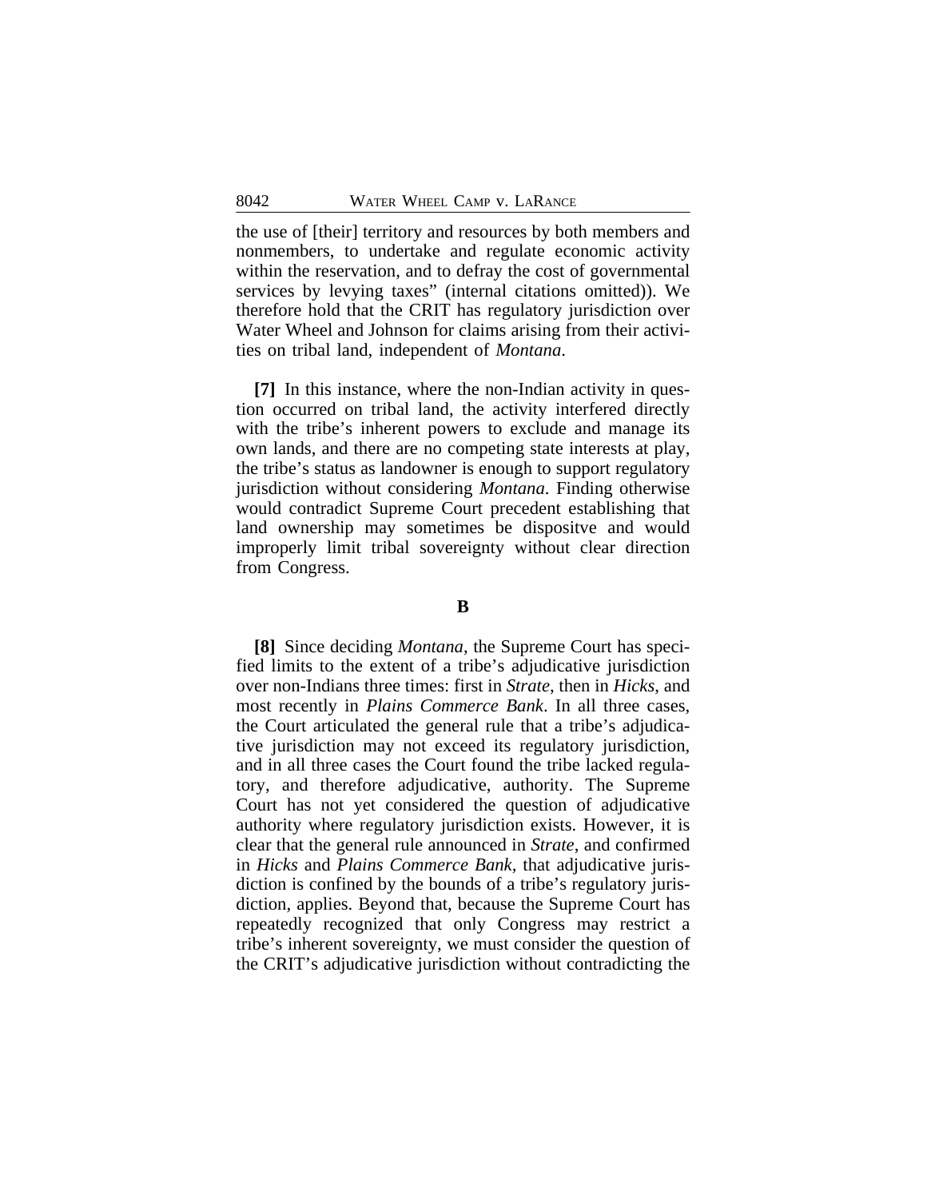the use of [their] territory and resources by both members and nonmembers, to undertake and regulate economic activity within the reservation, and to defray the cost of governmental services by levying taxes" (internal citations omitted)). We therefore hold that the CRIT has regulatory jurisdiction over Water Wheel and Johnson for claims arising from their activities on tribal land, independent of *Montana*.

**[7]** In this instance, where the non-Indian activity in question occurred on tribal land, the activity interfered directly with the tribe's inherent powers to exclude and manage its own lands, and there are no competing state interests at play, the tribe's status as landowner is enough to support regulatory jurisdiction without considering *Montana*. Finding otherwise would contradict Supreme Court precedent establishing that land ownership may sometimes be dispositve and would improperly limit tribal sovereignty without clear direction from Congress.

### B

**[8]** Since deciding *Montana*, the Supreme Court has specified limits to the extent of a tribe's adjudicative jurisdiction over non-Indians three times: first in *Strate*, then in *Hicks*, and most recently in *Plains Commerce Bank*. In all three cases, the Court articulated the general rule that a tribe's adjudicative jurisdiction may not exceed its regulatory jurisdiction, and in all three cases the Court found the tribe lacked regulatory, and therefore adjudicative, authority. The Supreme Court has not yet considered the question of adjudicative authority where regulatory jurisdiction exists. However, it is clear that the general rule announced in *Strate*, and confirmed in *Hicks* and *Plains Commerce Bank*, that adjudicative jurisdiction is confined by the bounds of a tribe's regulatory jurisdiction, applies. Beyond that, because the Supreme Court has repeatedly recognized that only Congress may restrict a tribe's inherent sovereignty, we must consider the question of the CRIT's adjudicative jurisdiction without contradicting the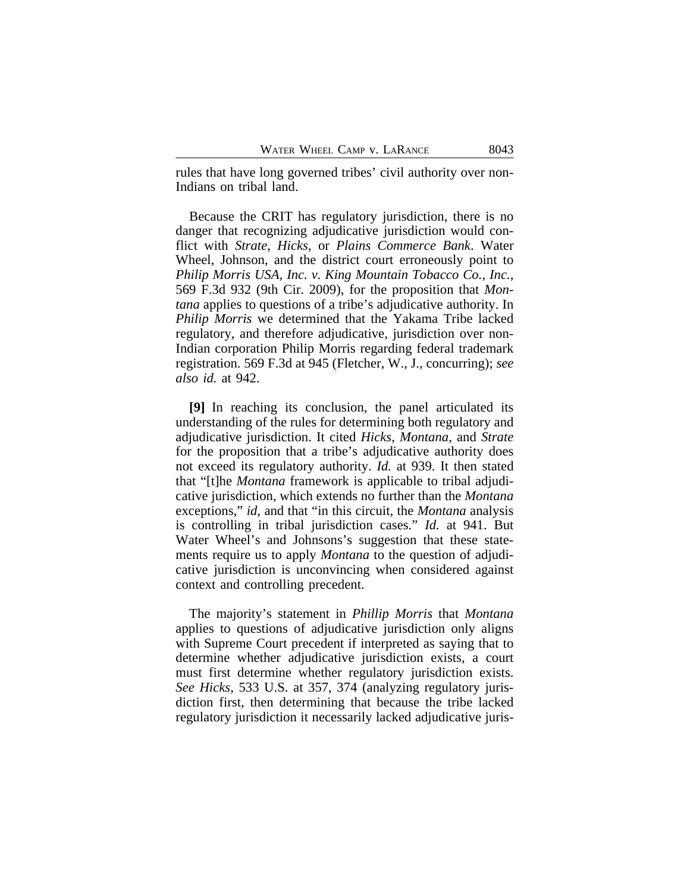rules that have long governed tribes' civil authority over non-Indians on tribal land.

Because the CRIT has regulatory jurisdiction, there is no danger that recognizing adjudicative jurisdiction would conflict with *Strate*, *Hicks*, or *Plains Commerce Bank*. Water Wheel, Johnson, and the district court erroneously point to *Philip Morris USA, Inc. v. King Mountain Tobacco Co., Inc.*, 569 F.3d 932 (9th Cir. 2009), for the proposition that *Montana* applies to questions of a tribe's adjudicative authority. In *Philip Morris* we determined that the Yakama Tribe lacked regulatory, and therefore adjudicative, jurisdiction over non-Indian corporation Philip Morris regarding federal trademark registration. 569 F.3d at 945 (Fletcher, W., J., concurring); *see also id.* at 942.

**[9]** In reaching its conclusion, the panel articulated its understanding of the rules for determining both regulatory and adjudicative jurisdiction. It cited *Hicks*, *Montana*, and *Strate* for the proposition that a tribe's adjudicative authority does not exceed its regulatory authority. *Id.* at 939. It then stated that "[t]he *Montana* framework is applicable to tribal adjudicative jurisdiction, which extends no further than the *Montana* exceptions," *id*, and that "in this circuit, the *Montana* analysis is controlling in tribal jurisdiction cases." *Id.* at 941. But Water Wheel's and Johnsons's suggestion that these statements require us to apply *Montana* to the question of adjudicative jurisdiction is unconvincing when considered against context and controlling precedent.

The majority's statement in *Phillip Morris* that *Montana* applies to questions of adjudicative jurisdiction only aligns with Supreme Court precedent if interpreted as saying that to determine whether adjudicative jurisdiction exists, a court must first determine whether regulatory jurisdiction exists. *See Hicks*, 533 U.S. at 357, 374 (analyzing regulatory jurisdiction first, then determining that because the tribe lacked regulatory jurisdiction it necessarily lacked adjudicative juris-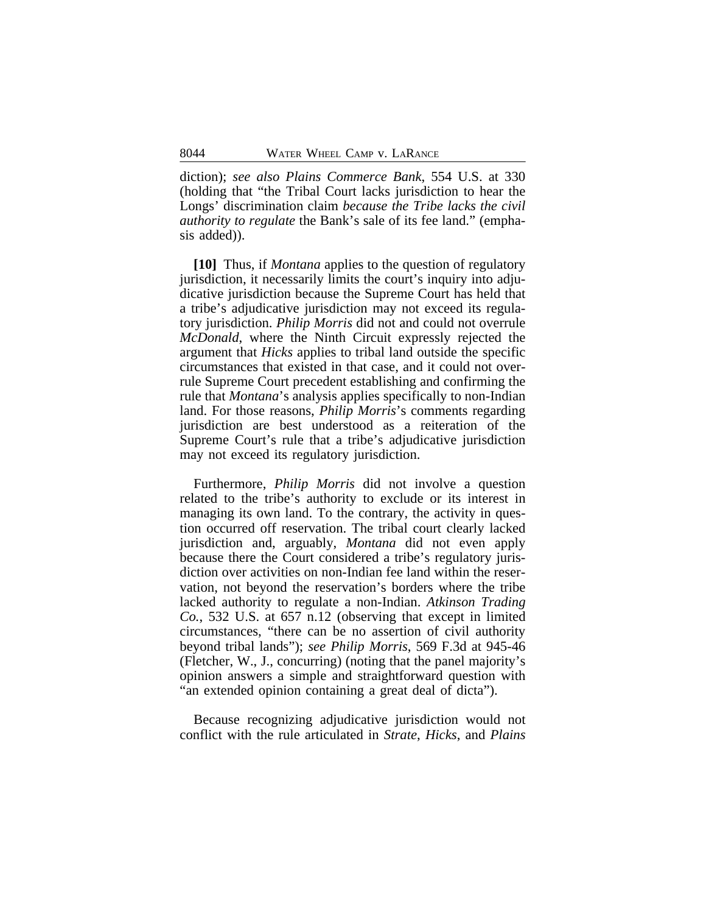diction); *see also Plains Commerce Bank*, 554 U.S. at 330 (holding that "the Tribal Court lacks jurisdiction to hear the Longs' discrimination claim *because the Tribe lacks the civil authority to regulate* the Bank's sale of its fee land." (emphasis added)).

**[10]** Thus, if *Montana* applies to the question of regulatory jurisdiction, it necessarily limits the court's inquiry into adjudicative jurisdiction because the Supreme Court has held that a tribe's adjudicative jurisdiction may not exceed its regulatory jurisdiction. *Philip Morris* did not and could not overrule *McDonald*, where the Ninth Circuit expressly rejected the argument that *Hicks* applies to tribal land outside the specific circumstances that existed in that case, and it could not overrule Supreme Court precedent establishing and confirming the rule that *Montana*'s analysis applies specifically to non-Indian land. For those reasons, *Philip Morris*'s comments regarding jurisdiction are best understood as a reiteration of the Supreme Court's rule that a tribe's adjudicative jurisdiction may not exceed its regulatory jurisdiction.

Furthermore, *Philip Morris* did not involve a question related to the tribe's authority to exclude or its interest in managing its own land. To the contrary, the activity in question occurred off reservation. The tribal court clearly lacked jurisdiction and, arguably, *Montana* did not even apply because there the Court considered a tribe's regulatory jurisdiction over activities on non-Indian fee land within the reservation, not beyond the reservation's borders where the tribe lacked authority to regulate a non-Indian. *Atkinson Trading Co.*, 532 U.S. at 657 n.12 (observing that except in limited circumstances, "there can be no assertion of civil authority beyond tribal lands"); *see Philip Morris*, 569 F.3d at 945-46 (Fletcher, W., J., concurring) (noting that the panel majority's opinion answers a simple and straightforward question with "an extended opinion containing a great deal of dicta").

Because recognizing adjudicative jurisdiction would not conflict with the rule articulated in *Strate*, *Hicks*, and *Plains*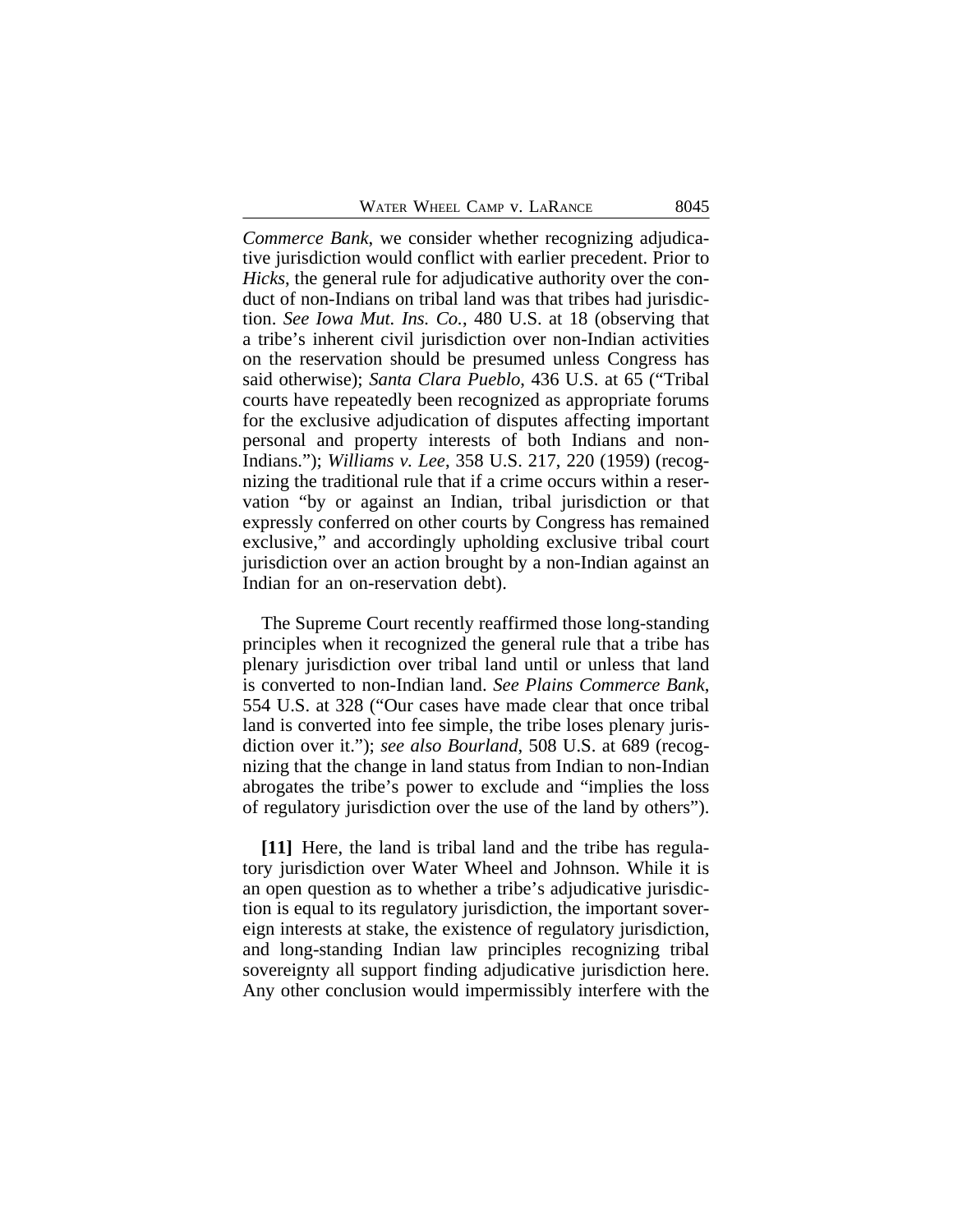*Commerce Bank*, we consider whether recognizing adjudicative jurisdiction would conflict with earlier precedent. Prior to *Hicks*, the general rule for adjudicative authority over the conduct of non-Indians on tribal land was that tribes had jurisdiction. *See Iowa Mut. Ins. Co.*, 480 U.S. at 18 (observing that a tribe's inherent civil jurisdiction over non-Indian activities on the reservation should be presumed unless Congress has said otherwise); *Santa Clara Pueblo*, 436 U.S. at 65 ("Tribal courts have repeatedly been recognized as appropriate forums for the exclusive adjudication of disputes affecting important personal and property interests of both Indians and non-Indians."); *Williams v. Lee*, 358 U.S. 217, 220 (1959) (recognizing the traditional rule that if a crime occurs within a reservation "by or against an Indian, tribal jurisdiction or that expressly conferred on other courts by Congress has remained exclusive," and accordingly upholding exclusive tribal court jurisdiction over an action brought by a non-Indian against an Indian for an on-reservation debt).

The Supreme Court recently reaffirmed those long-standing principles when it recognized the general rule that a tribe has plenary jurisdiction over tribal land until or unless that land is converted to non-Indian land. *See Plains Commerce Bank*, 554 U.S. at 328 ("Our cases have made clear that once tribal land is converted into fee simple, the tribe loses plenary jurisdiction over it."); *see also Bourland*, 508 U.S. at 689 (recognizing that the change in land status from Indian to non-Indian abrogates the tribe's power to exclude and "implies the loss of regulatory jurisdiction over the use of the land by others").

**[11]** Here, the land is tribal land and the tribe has regulatory jurisdiction over Water Wheel and Johnson. While it is an open question as to whether a tribe's adjudicative jurisdiction is equal to its regulatory jurisdiction, the important sovereign interests at stake, the existence of regulatory jurisdiction, and long-standing Indian law principles recognizing tribal sovereignty all support finding adjudicative jurisdiction here. Any other conclusion would impermissibly interfere with the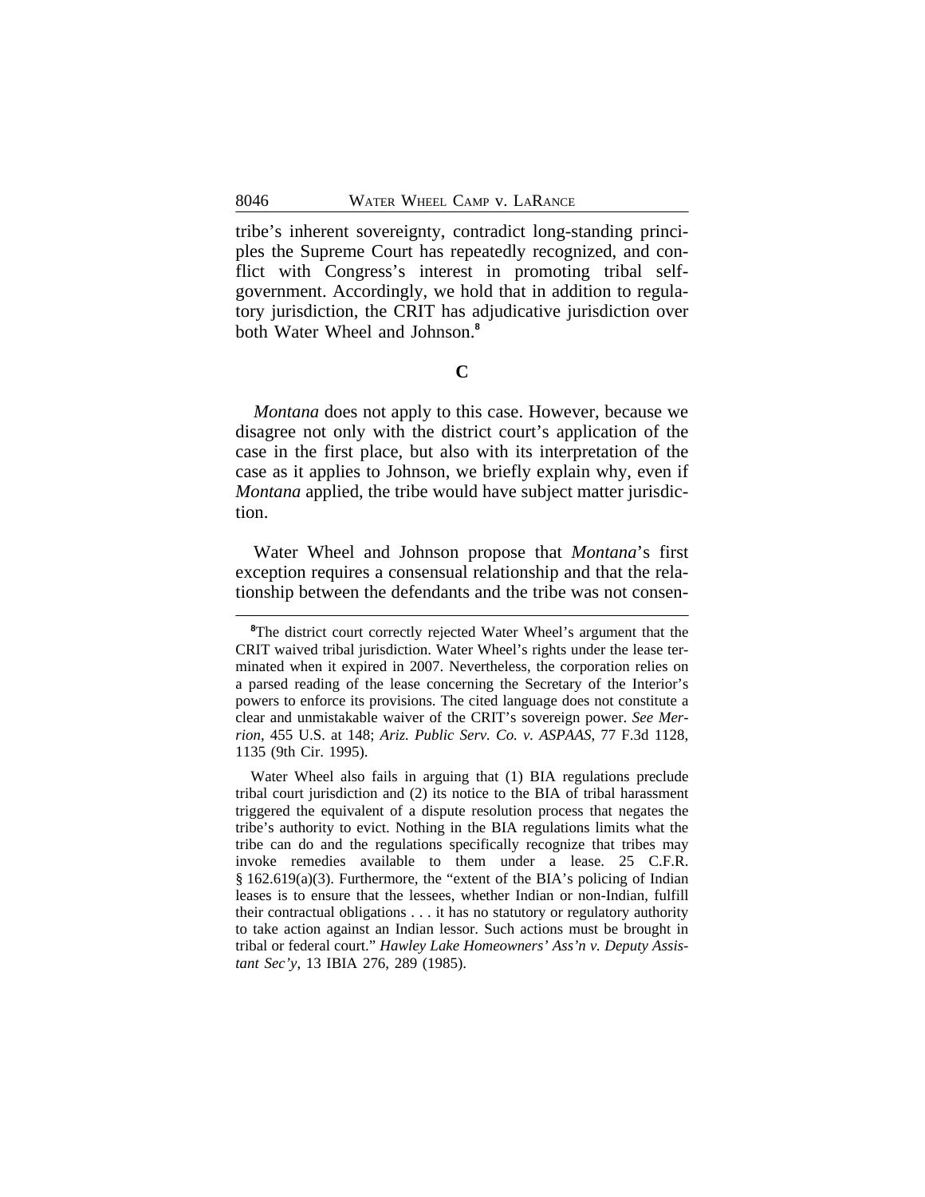tribe's inherent sovereignty, contradict long-standing principles the Supreme Court has repeatedly recognized, and conflict with Congress's interest in promoting tribal self-government. Accordingly, we hold that in addition to regulatory jurisdiction, the CRIT has adjudicative jurisdiction over both Water Wheel and Johnson.[8]

### C

*Montana* does not apply to this case. However, because we disagree not only with the district court's application of the case in the first place, but also with its interpretation of the case as it applies to Johnson, we briefly explain why, even if *Montana* applied, the tribe would have subject matter jurisdiction.

Water Wheel and Johnson propose that *Montana*'s first exception requires a consensual relationship and that the relationship between the defendants and the tribe was not consen-

---

[8]The district court correctly rejected Water Wheel's argument that the CRIT waived tribal jurisdiction. Water Wheel's rights under the lease terminated when it expired in 2007. Nevertheless, the corporation relies on a parsed reading of the lease concerning the Secretary of the Interior's powers to enforce its provisions. The cited language does not constitute a clear and unmistakable waiver of the CRIT's sovereign power. *See Merrion*, 455 U.S. at 148; *Ariz. Public Serv. Co. v. ASPAAS*, 77 F.3d 1128, 1135 (9th Cir. 1995).

Water Wheel also fails in arguing that (1) BIA regulations preclude tribal court jurisdiction and (2) its notice to the BIA of tribal harassment triggered the equivalent of a dispute resolution process that negates the tribe's authority to evict. Nothing in the BIA regulations limits what the tribe can do and the regulations specifically recognize that tribes may invoke remedies available to them under a lease. 25 C.F.R. § 162.619(a)(3). Furthermore, the "extent of the BIA's policing of Indian leases is to ensure that the lessees, whether Indian or non-Indian, fulfill their contractual obligations . . . it has no statutory or regulatory authority to take action against an Indian lessor. Such actions must be brought in tribal or federal court." *Hawley Lake Homeowners' Ass'n v. Deputy Assistant Sec'y*, 13 IBIA 276, 289 (1985).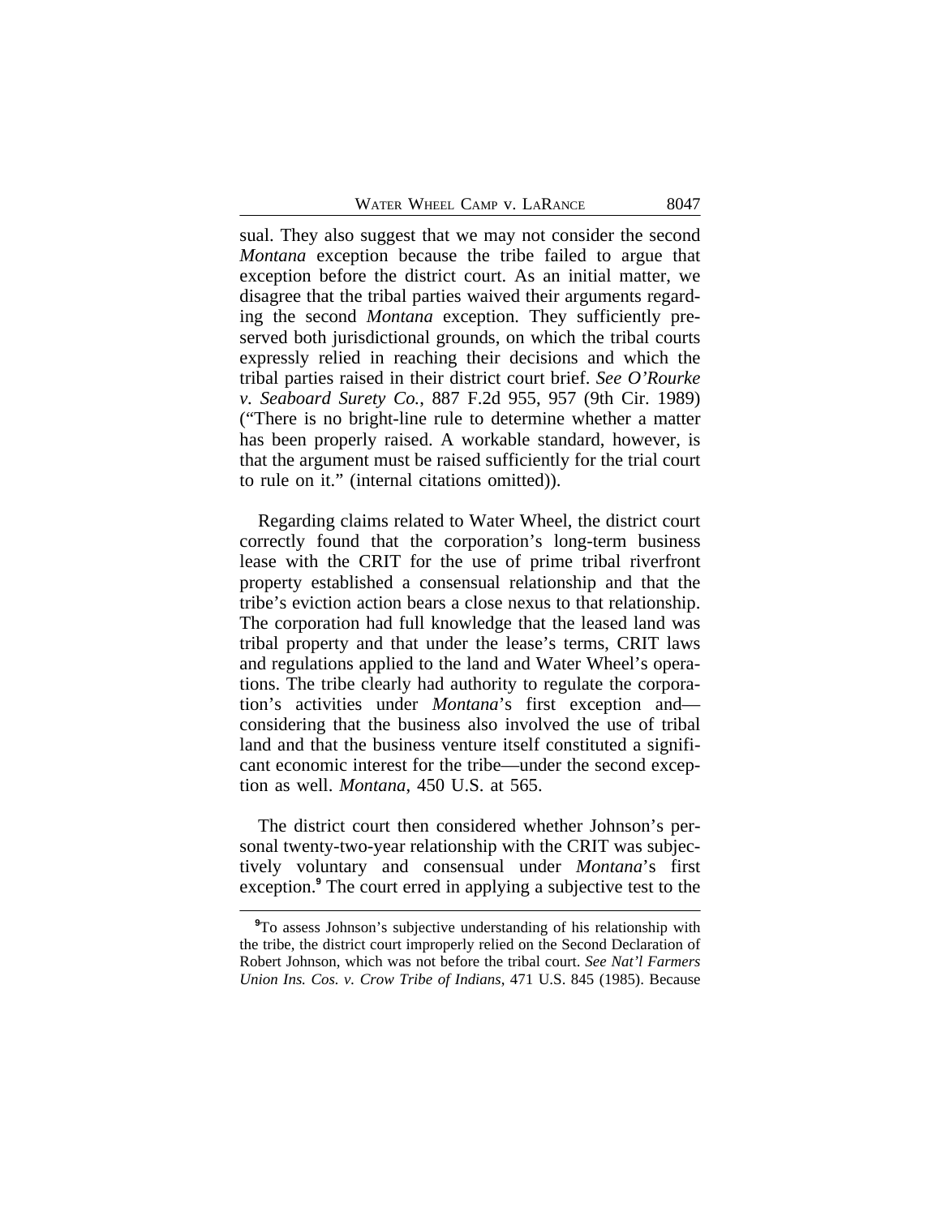sual. They also suggest that we may not consider the second *Montana* exception because the tribe failed to argue that exception before the district court. As an initial matter, we disagree that the tribal parties waived their arguments regarding the second *Montana* exception. They sufficiently preserved both jurisdictional grounds, on which the tribal courts expressly relied in reaching their decisions and which the tribal parties raised in their district court brief. *See O'Rourke v. Seaboard Surety Co.*, 887 F.2d 955, 957 (9th Cir. 1989) ("There is no bright-line rule to determine whether a matter has been properly raised. A workable standard, however, is that the argument must be raised sufficiently for the trial court to rule on it." (internal citations omitted)).

Regarding claims related to Water Wheel, the district court correctly found that the corporation's long-term business lease with the CRIT for the use of prime tribal riverfront property established a consensual relationship and that the tribe's eviction action bears a close nexus to that relationship. The corporation had full knowledge that the leased land was tribal property and that under the lease's terms, CRIT laws and regulations applied to the land and Water Wheel's operations. The tribe clearly had authority to regulate the corporation's activities under *Montana*'s first exception and—considering that the business also involved the use of tribal land and that the business venture itself constituted a significant economic interest for the tribe—under the second exception as well. *Montana*, 450 U.S. at 565.

The district court then considered whether Johnson's personal twenty-two-year relationship with the CRIT was subjectively voluntary and consensual under *Montana*'s first exception.[9] The court erred in applying a subjective test to the

[9]To assess Johnson's subjective understanding of his relationship with the tribe, the district court improperly relied on the Second Declaration of Robert Johnson, which was not before the tribal court. *See Nat'l Farmers Union Ins. Cos. v. Crow Tribe of Indians*, 471 U.S. 845 (1985). Because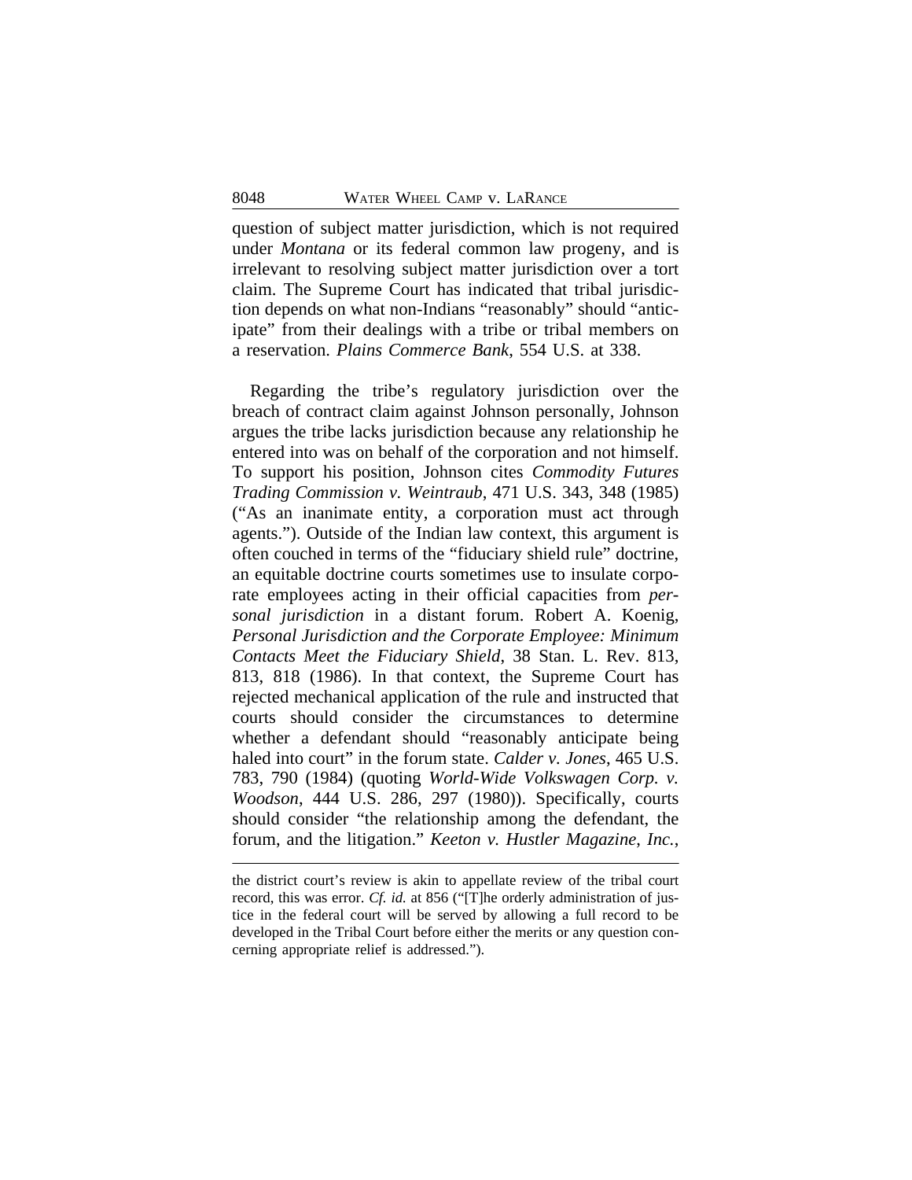question of subject matter jurisdiction, which is not required under *Montana* or its federal common law progeny, and is irrelevant to resolving subject matter jurisdiction over a tort claim. The Supreme Court has indicated that tribal jurisdiction depends on what non-Indians "reasonably" should "anticipate" from their dealings with a tribe or tribal members on a reservation. *Plains Commerce Bank*, 554 U.S. at 338.

Regarding the tribe's regulatory jurisdiction over the breach of contract claim against Johnson personally, Johnson argues the tribe lacks jurisdiction because any relationship he entered into was on behalf of the corporation and not himself. To support his position, Johnson cites *Commodity Futures Trading Commission v. Weintraub*, 471 U.S. 343, 348 (1985) ("As an inanimate entity, a corporation must act through agents."). Outside of the Indian law context, this argument is often couched in terms of the "fiduciary shield rule" doctrine, an equitable doctrine courts sometimes use to insulate corporate employees acting in their official capacities from *personal jurisdiction* in a distant forum. Robert A. Koenig, *Personal Jurisdiction and the Corporate Employee: Minimum Contacts Meet the Fiduciary Shield*, 38 Stan. L. Rev. 813, 813, 818 (1986). In that context, the Supreme Court has rejected mechanical application of the rule and instructed that courts should consider the circumstances to determine whether a defendant should "reasonably anticipate being haled into court" in the forum state. *Calder v. Jones*, 465 U.S. 783, 790 (1984) (quoting *World-Wide Volkswagen Corp. v. Woodson*, 444 U.S. 286, 297 (1980)). Specifically, courts should consider "the relationship among the defendant, the forum, and the litigation." *Keeton v. Hustler Magazine, Inc.*,

---

the district court's review is akin to appellate review of the tribal court record, this was error. *Cf. id.* at 856 ("[T]he orderly administration of justice in the federal court will be served by allowing a full record to be developed in the Tribal Court before either the merits or any question concerning appropriate relief is addressed.").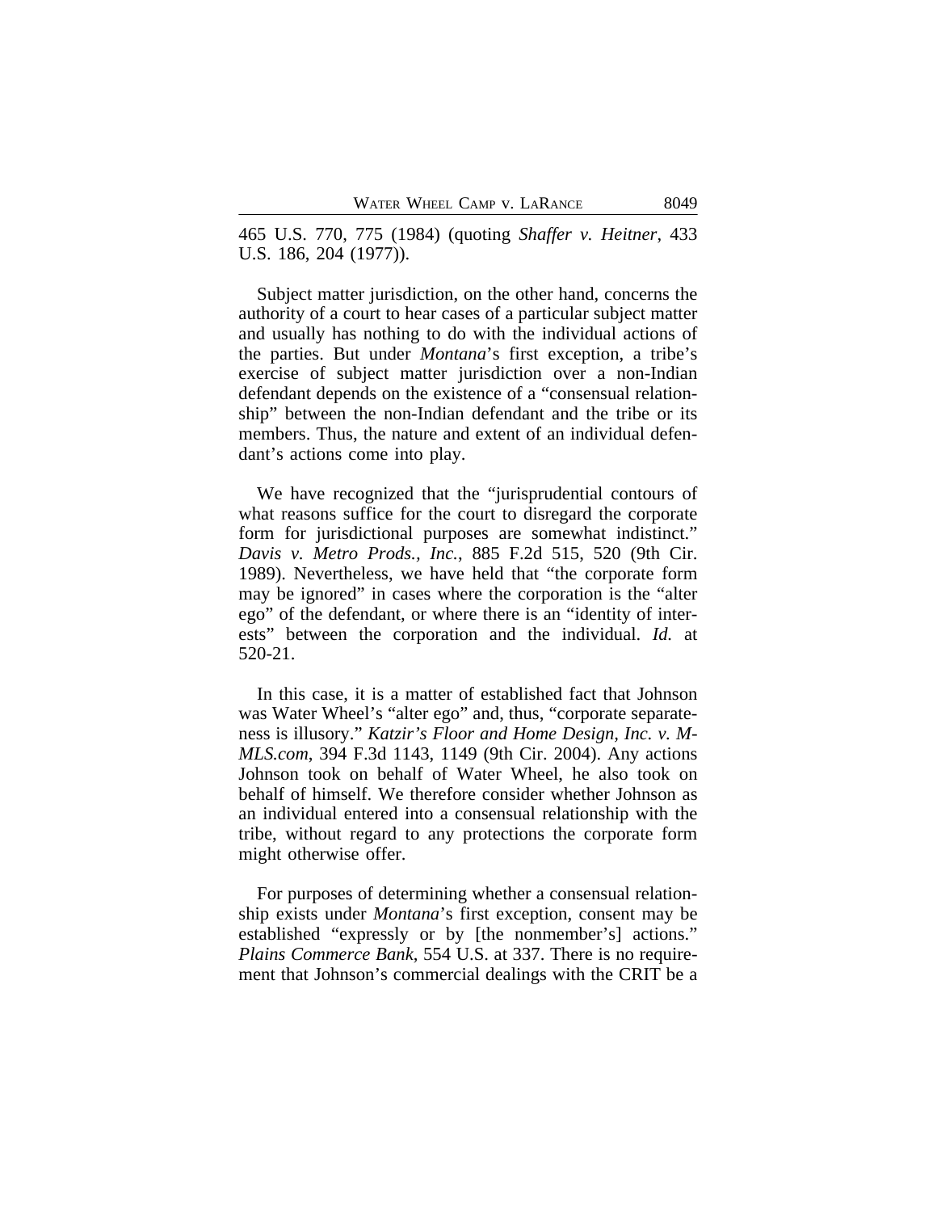465 U.S. 770, 775 (1984) (quoting *Shaffer v. Heitner*, 433 U.S. 186, 204 (1977)).

Subject matter jurisdiction, on the other hand, concerns the authority of a court to hear cases of a particular subject matter and usually has nothing to do with the individual actions of the parties. But under *Montana*'s first exception, a tribe's exercise of subject matter jurisdiction over a non-Indian defendant depends on the existence of a "consensual relationship" between the non-Indian defendant and the tribe or its members. Thus, the nature and extent of an individual defendant's actions come into play.

We have recognized that the "jurisprudential contours of what reasons suffice for the court to disregard the corporate form for jurisdictional purposes are somewhat indistinct." *Davis v. Metro Prods., Inc.*, 885 F.2d 515, 520 (9th Cir. 1989). Nevertheless, we have held that "the corporate form may be ignored" in cases where the corporation is the "alter ego" of the defendant, or where there is an "identity of interests" between the corporation and the individual. *Id.* at 520-21.

In this case, it is a matter of established fact that Johnson was Water Wheel's "alter ego" and, thus, "corporate separateness is illusory." *Katzir's Floor and Home Design, Inc. v. M-MLS.com*, 394 F.3d 1143, 1149 (9th Cir. 2004). Any actions Johnson took on behalf of Water Wheel, he also took on behalf of himself. We therefore consider whether Johnson as an individual entered into a consensual relationship with the tribe, without regard to any protections the corporate form might otherwise offer.

For purposes of determining whether a consensual relationship exists under *Montana*'s first exception, consent may be established "expressly or by [the nonmember's] actions." *Plains Commerce Bank*, 554 U.S. at 337. There is no requirement that Johnson's commercial dealings with the CRIT be a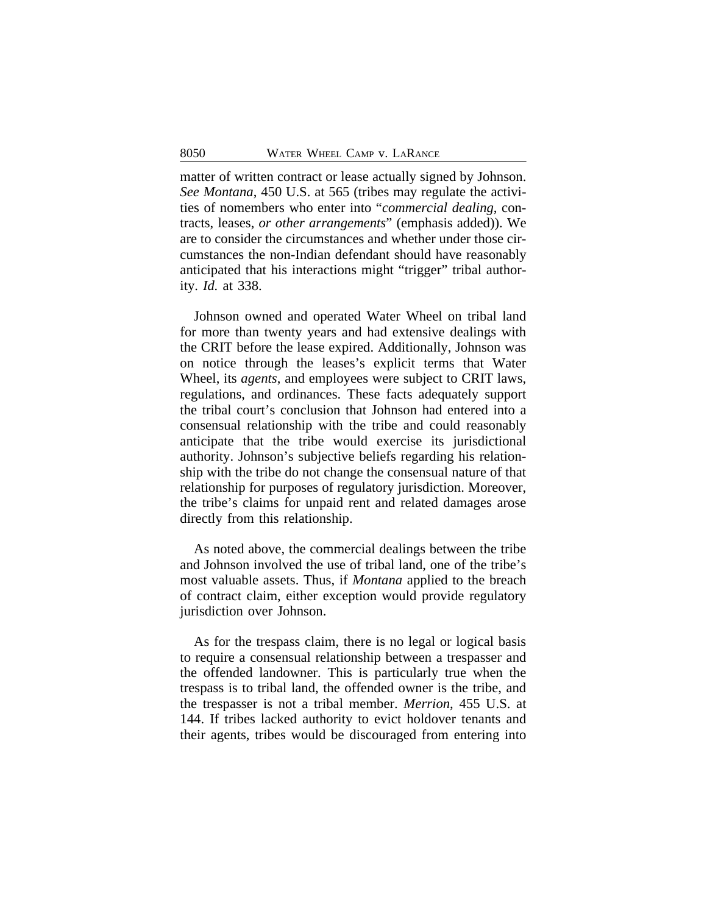matter of written contract or lease actually signed by Johnson. *See Montana*, 450 U.S. at 565 (tribes may regulate the activities of nomembers who enter into "*commercial dealing*, contracts, leases, *or other arrangements*" (emphasis added)). We are to consider the circumstances and whether under those circumstances the non-Indian defendant should have reasonably anticipated that his interactions might "trigger" tribal authority. *Id.* at 338.

Johnson owned and operated Water Wheel on tribal land for more than twenty years and had extensive dealings with the CRIT before the lease expired. Additionally, Johnson was on notice through the leases's explicit terms that Water Wheel, its *agents*, and employees were subject to CRIT laws, regulations, and ordinances. These facts adequately support the tribal court's conclusion that Johnson had entered into a consensual relationship with the tribe and could reasonably anticipate that the tribe would exercise its jurisdictional authority. Johnson's subjective beliefs regarding his relationship with the tribe do not change the consensual nature of that relationship for purposes of regulatory jurisdiction. Moreover, the tribe's claims for unpaid rent and related damages arose directly from this relationship.

As noted above, the commercial dealings between the tribe and Johnson involved the use of tribal land, one of the tribe's most valuable assets. Thus, if *Montana* applied to the breach of contract claim, either exception would provide regulatory jurisdiction over Johnson.

As for the trespass claim, there is no legal or logical basis to require a consensual relationship between a trespasser and the offended landowner. This is particularly true when the trespass is to tribal land, the offended owner is the tribe, and the trespasser is not a tribal member. *Merrion*, 455 U.S. at 144. If tribes lacked authority to evict holdover tenants and their agents, tribes would be discouraged from entering into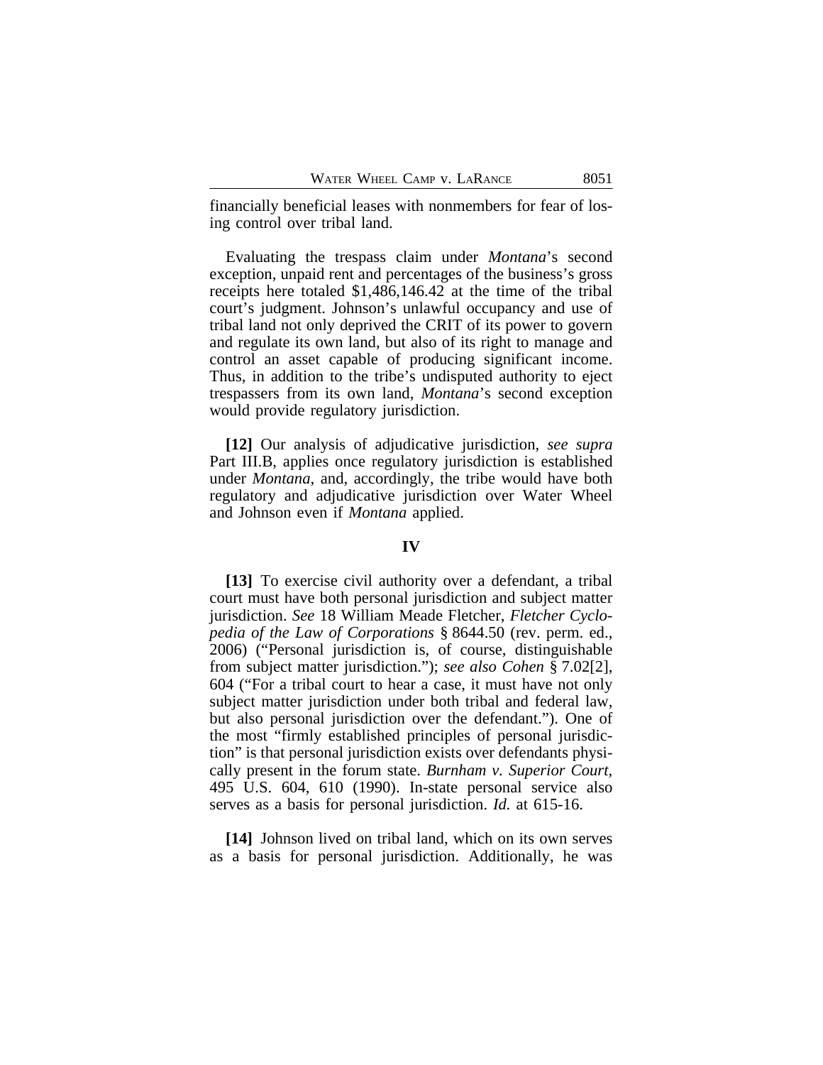financially beneficial leases with nonmembers for fear of losing control over tribal land.

Evaluating the trespass claim under *Montana*'s second exception, unpaid rent and percentages of the business's gross receipts here totaled $1,486,146.42 at the time of the tribal court's judgment. Johnson's unlawful occupancy and use of tribal land not only deprived the CRIT of its power to govern and regulate its own land, but also of its right to manage and control an asset capable of producing significant income. Thus, in addition to the tribe's undisputed authority to eject trespassers from its own land, *Montana*'s second exception would provide regulatory jurisdiction.

**[12]** Our analysis of adjudicative jurisdiction, *see supra* Part III.B, applies once regulatory jurisdiction is established under *Montana*, and, accordingly, the tribe would have both regulatory and adjudicative jurisdiction over Water Wheel and Johnson even if *Montana* applied.

## IV

**[13]** To exercise civil authority over a defendant, a tribal court must have both personal jurisdiction and subject matter jurisdiction. *See* 18 William Meade Fletcher, *Fletcher Cyclopedia of the Law of Corporations* § 8644.50 (rev. perm. ed., 2006) ("Personal jurisdiction is, of course, distinguishable from subject matter jurisdiction."); *see also Cohen* § 7.02[2], 604 ("For a tribal court to hear a case, it must have not only subject matter jurisdiction under both tribal and federal law, but also personal jurisdiction over the defendant."). One of the most "firmly established principles of personal jurisdiction" is that personal jurisdiction exists over defendants physically present in the forum state. *Burnham v. Superior Court*, 495 U.S. 604, 610 (1990). In-state personal service also serves as a basis for personal jurisdiction. *Id.* at 615-16.

**[14]** Johnson lived on tribal land, which on its own serves as a basis for personal jurisdiction. Additionally, he was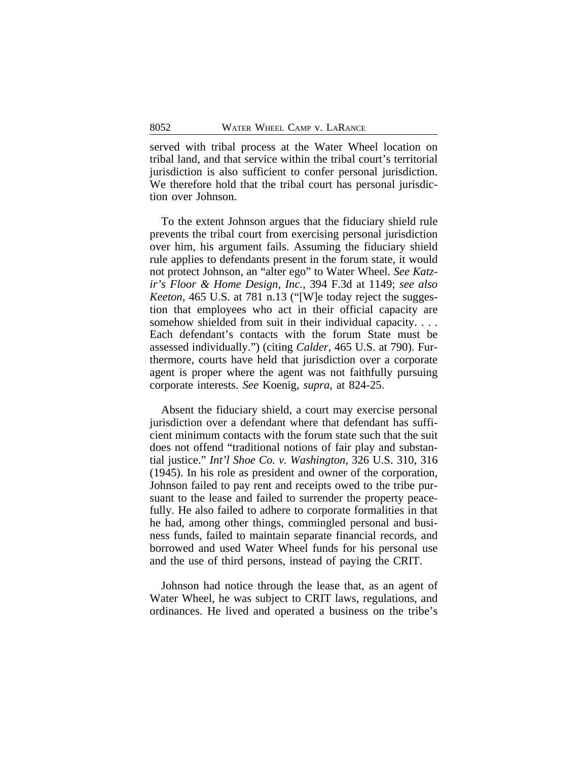served with tribal process at the Water Wheel location on tribal land, and that service within the tribal court's territorial jurisdiction is also sufficient to confer personal jurisdiction. We therefore hold that the tribal court has personal jurisdiction over Johnson.

To the extent Johnson argues that the fiduciary shield rule prevents the tribal court from exercising personal jurisdiction over him, his argument fails. Assuming the fiduciary shield rule applies to defendants present in the forum state, it would not protect Johnson, an "alter ego" to Water Wheel. *See Katzir's Floor & Home Design, Inc.*, 394 F.3d at 1149; *see also Keeton*, 465 U.S. at 781 n.13 ("[W]e today reject the suggestion that employees who act in their official capacity are somehow shielded from suit in their individual capacity. . . . Each defendant's contacts with the forum State must be assessed individually.") (citing *Calder*, 465 U.S. at 790). Furthermore, courts have held that jurisdiction over a corporate agent is proper where the agent was not faithfully pursuing corporate interests. *See* Koenig, *supra*, at 824-25.

Absent the fiduciary shield, a court may exercise personal jurisdiction over a defendant where that defendant has sufficient minimum contacts with the forum state such that the suit does not offend "traditional notions of fair play and substantial justice." *Int'l Shoe Co. v. Washington*, 326 U.S. 310, 316 (1945). In his role as president and owner of the corporation, Johnson failed to pay rent and receipts owed to the tribe pursuant to the lease and failed to surrender the property peacefully. He also failed to adhere to corporate formalities in that he had, among other things, commingled personal and business funds, failed to maintain separate financial records, and borrowed and used Water Wheel funds for his personal use and the use of third persons, instead of paying the CRIT.

Johnson had notice through the lease that, as an agent of Water Wheel, he was subject to CRIT laws, regulations, and ordinances. He lived and operated a business on the tribe's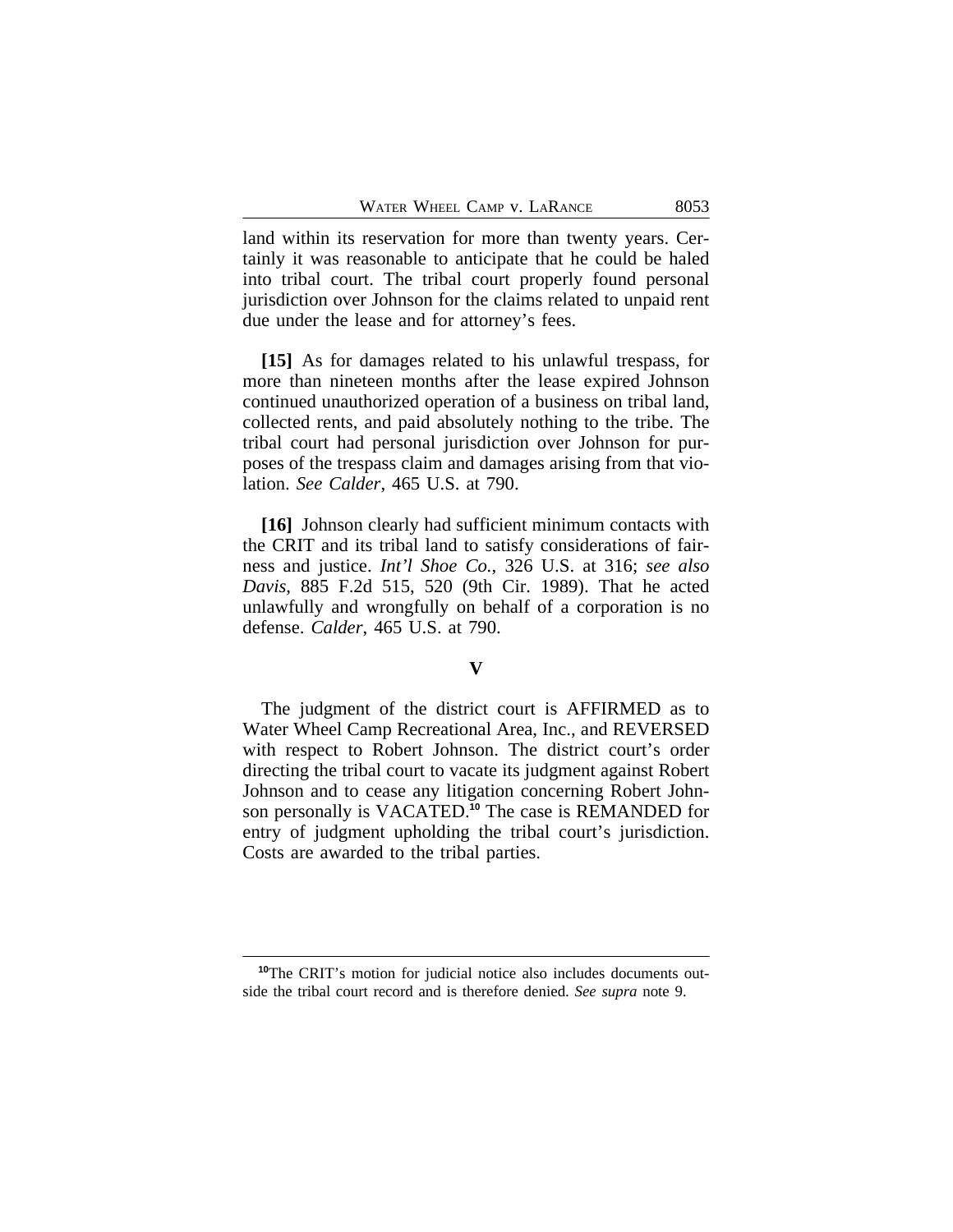land within its reservation for more than twenty years. Certainly it was reasonable to anticipate that he could be haled into tribal court. The tribal court properly found personal jurisdiction over Johnson for the claims related to unpaid rent due under the lease and for attorney's fees.

**[15]** As for damages related to his unlawful trespass, for more than nineteen months after the lease expired Johnson continued unauthorized operation of a business on tribal land, collected rents, and paid absolutely nothing to the tribe. The tribal court had personal jurisdiction over Johnson for purposes of the trespass claim and damages arising from that violation. *See Calder*, 465 U.S. at 790.

**[16]** Johnson clearly had sufficient minimum contacts with the CRIT and its tribal land to satisfy considerations of fairness and justice. *Int'l Shoe Co.*, 326 U.S. at 316; *see also Davis*, 885 F.2d 515, 520 (9th Cir. 1989). That he acted unlawfully and wrongfully on behalf of a corporation is no defense. *Calder*, 465 U.S. at 790.

## V

The judgment of the district court is AFFIRMED as to Water Wheel Camp Recreational Area, Inc., and REVERSED with respect to Robert Johnson. The district court's order directing the tribal court to vacate its judgment against Robert Johnson and to cease any litigation concerning Robert Johnson personally is VACATED.[10] The case is REMANDED for entry of judgment upholding the tribal court's jurisdiction. Costs are awarded to the tribal parties.

---

[10] The CRIT's motion for judicial notice also includes documents outside the tribal court record and is therefore denied. *See supra* note 9.